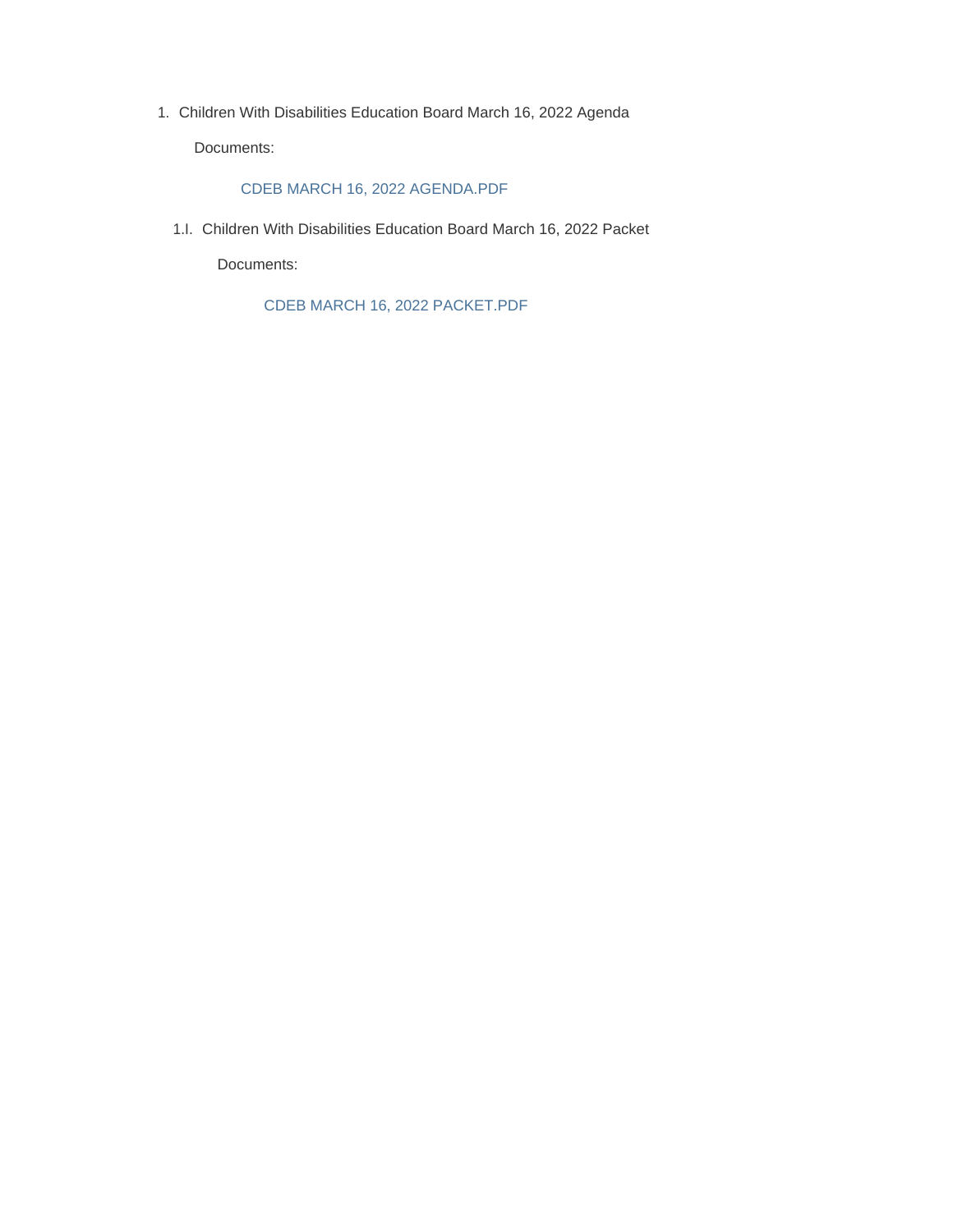1. Children With Disabilities Education Board March 16, 2022 Agenda

   Documents:

   CDEB MARCH 16, 2022 AGENDA.PDF

   1.I. Children With Disabilities Education Board March 16, 2022 Packet

   Documents:

   CDEB MARCH 16, 2022 PACKET.PDF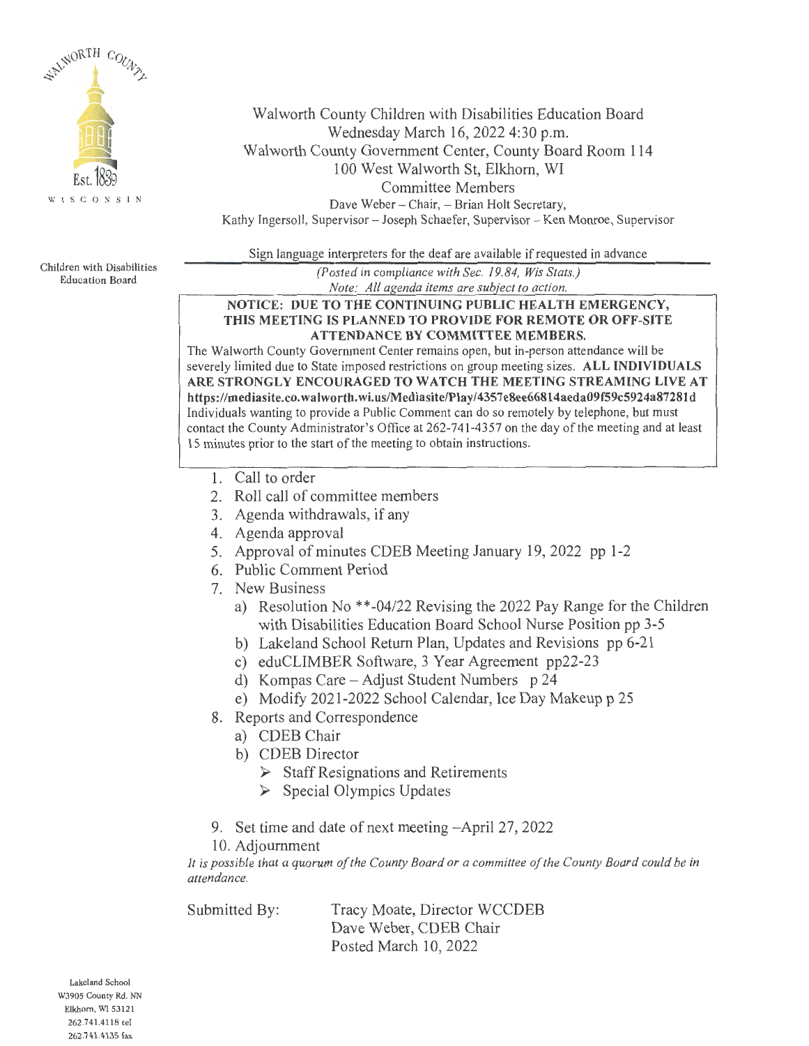WALWORTH COUNTY
Est. 1839
WISCONSIN

Children with Disabilities Education Board

Walworth County Children with Disabilities Education Board
Wednesday March 16, 2022 4:30 p.m.
Walworth County Government Center, County Board Room 114
100 West Walworth St, Elkhorn, WI
Committee Members
Dave Weber – Chair, – Brian Holt Secretary,
Kathy Ingersoll, Supervisor – Joseph Schaefer, Supervisor – Ken Monroe, Supervisor

Sign language interpreters for the deaf are available if requested in advance

*(Posted in compliance with Sec. 19.84, Wis Stats.)*
*Note: All agenda items are subject to action.*

**NOTICE: DUE TO THE CONTINUING PUBLIC HEALTH EMERGENCY, THIS MEETING IS PLANNED TO PROVIDE FOR REMOTE OR OFF-SITE ATTENDANCE BY COMMITTEE MEMBERS.**
The Walworth County Government Center remains open, but in-person attendance will be severely limited due to State imposed restrictions on group meeting sizes. **ALL INDIVIDUALS ARE STRONGLY ENCOURAGED TO WATCH THE MEETING STREAMING LIVE AT https://mediasite.co.walworth.wi.us/Mediasite/Play/4357e8ee66814aeda09f59c5924a87281d**
Individuals wanting to provide a Public Comment can do so remotely by telephone, but must contact the County Administrator's Office at 262-741-4357 on the day of the meeting and at least 15 minutes prior to the start of the meeting to obtain instructions.

1. Call to order
2. Roll call of committee members
3. Agenda withdrawals, if any
4. Agenda approval
5. Approval of minutes CDEB Meeting January 19, 2022 pp 1-2
6. Public Comment Period
7. New Business
   a) Resolution No **-04/22 Revising the 2022 Pay Range for the Children with Disabilities Education Board School Nurse Position pp 3-5
   b) Lakeland School Return Plan, Updates and Revisions pp 6-21
   c) eduCLIMBER Software, 3 Year Agreement pp22-23
   d) Kompas Care – Adjust Student Numbers p 24
   e) Modify 2021-2022 School Calendar, Ice Day Makeup p 25
8. Reports and Correspondence
   a) CDEB Chair
   b) CDEB Director
      - Staff Resignations and Retirements
      - Special Olympics Updates
9. Set time and date of next meeting –April 27, 2022
10. Adjournment

*It is possible that a quorum of the County Board or a committee of the County Board could be in attendance.*

Submitted By: Tracy Moate, Director WCCDEB
Dave Weber, CDEB Chair
Posted March 10, 2022

Lakeland School
W3905 County Rd. NN
Elkhorn, WI 53121
262.741.4118 tel
262.741.4135 fax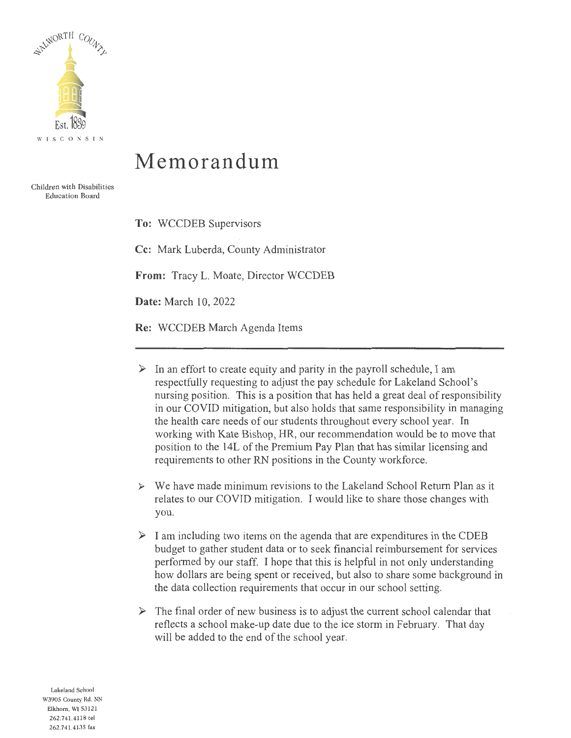WALWORTH COUNTY

Est. 1839

WISCONSIN

Children with Disabilities Education Board

# Memorandum

**To:** WCCDEB Supervisors

**Cc:** Mark Luberda, County Administrator

**From:** Tracy L. Moate, Director WCCDEB

**Date:** March 10, 2022

**Re:** WCCDEB March Agenda Items

---

- In an effort to create equity and parity in the payroll schedule, I am respectfully requesting to adjust the pay schedule for Lakeland School's nursing position. This is a position that has held a great deal of responsibility in our COVID mitigation, but also holds that same responsibility in managing the health care needs of our students throughout every school year. In working with Kate Bishop, HR, our recommendation would be to move that position to the 14L of the Premium Pay Plan that has similar licensing and requirements to other RN positions in the County workforce.

- We have made minimum revisions to the Lakeland School Return Plan as it relates to our COVID mitigation. I would like to share those changes with you.

- I am including two items on the agenda that are expenditures in the CDEB budget to gather student data or to seek financial reimbursement for services performed by our staff. I hope that this is helpful in not only understanding how dollars are being spent or received, but also to share some background in the data collection requirements that occur in our school setting.

- The final order of new business is to adjust the current school calendar that reflects a school make-up date due to the ice storm in February. That day will be added to the end of the school year.

Lakeland School
W3905 County Rd. NN
Elkhorn, WI 53121
262.741.4118 tel
262.741.4135 fax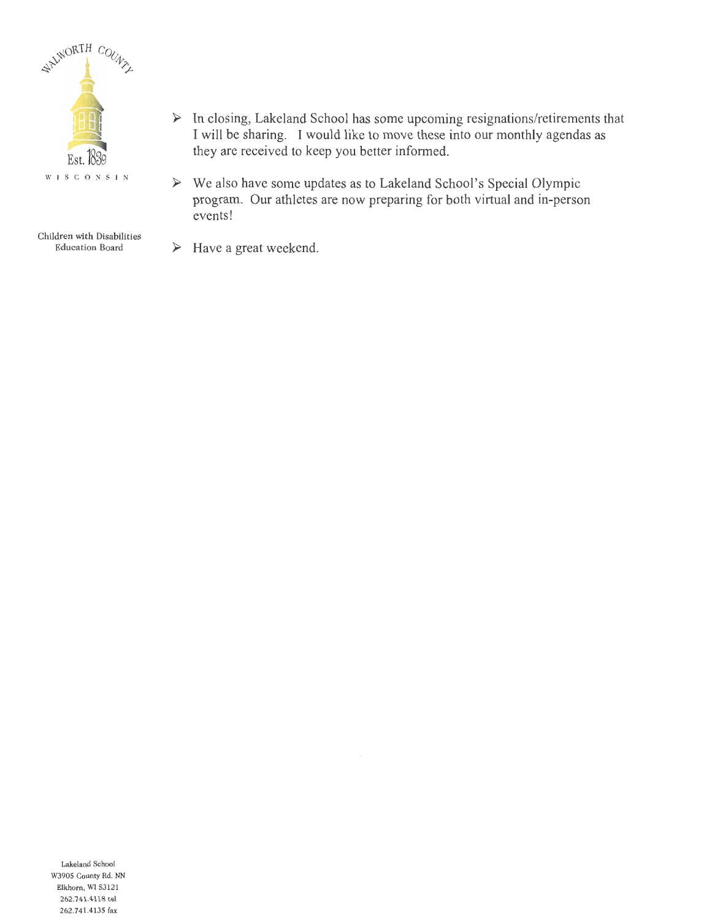- In closing, Lakeland School has some upcoming resignations/retirements that I will be sharing. I would like to move these into our monthly agendas as they are received to keep you better informed.

- We also have some updates as to Lakeland School's Special Olympic program. Our athletes are now preparing for both virtual and in-person events!

- Have a great weekend.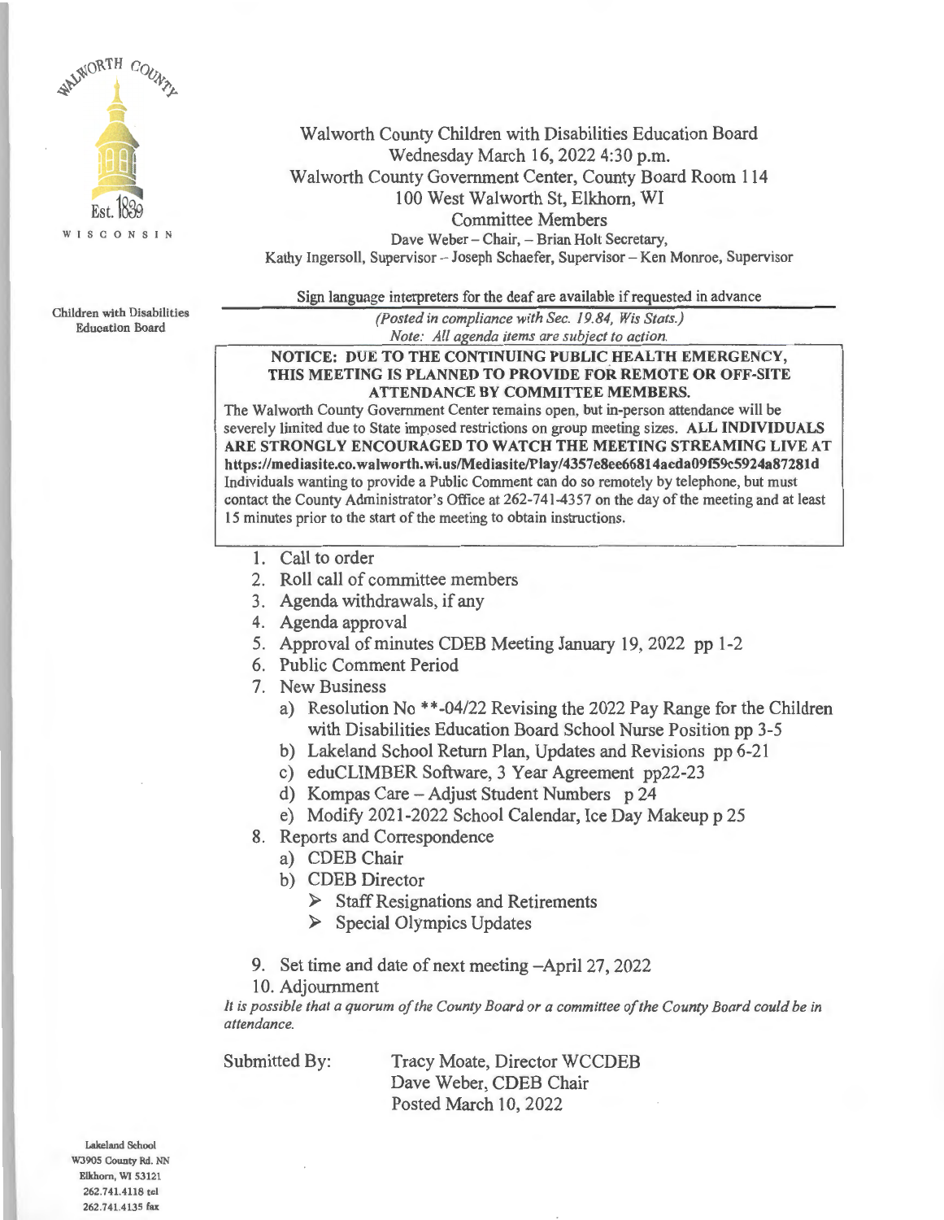WALWORTH COUNTY

Est. 1839

WISCONSIN

Children with Disabilities Education Board

# Walworth County Children with Disabilities Education Board

Wednesday March 16, 2022 4:30 p.m.
Walworth County Government Center, County Board Room 114
100 West Walworth St, Elkhorn, WI

Committee Members

Dave Weber – Chair, – Brian Holt Secretary,
Kathy Ingersoll, Supervisor – Joseph Schaefer, Supervisor – Ken Monroe, Supervisor

Sign language interpreters for the deaf are available if requested in advance

*(Posted in compliance with Sec. 19.84, Wis Stats.)*
*Note: All agenda items are subject to action.*

**NOTICE: DUE TO THE CONTINUING PUBLIC HEALTH EMERGENCY, THIS MEETING IS PLANNED TO PROVIDE FOR REMOTE OR OFF-SITE ATTENDANCE BY COMMITTEE MEMBERS.**

The Walworth County Government Center remains open, but in-person attendance will be severely limited due to State imposed restrictions on group meeting sizes. **ALL INDIVIDUALS ARE STRONGLY ENCOURAGED TO WATCH THE MEETING STREAMING LIVE AT https://mediasite.co.walworth.wi.us/Mediasite/Play/4357e8ee66814aeda09f59c5924a87281d** Individuals wanting to provide a Public Comment can do so remotely by telephone, but must contact the County Administrator's Office at 262-741-4357 on the day of the meeting and at least 15 minutes prior to the start of the meeting to obtain instructions.

1. Call to order
2. Roll call of committee members
3. Agenda withdrawals, if any
4. Agenda approval
5. Approval of minutes CDEB Meeting January 19, 2022 pp 1-2
6. Public Comment Period
7. New Business
   a) Resolution No **-04/22 Revising the 2022 Pay Range for the Children with Disabilities Education Board School Nurse Position pp 3-5
   b) Lakeland School Return Plan, Updates and Revisions pp 6-21
   c) eduCLIMBER Software, 3 Year Agreement pp22-23
   d) Kompas Care – Adjust Student Numbers p 24
   e) Modify 2021-2022 School Calendar, Ice Day Makeup p 25
8. Reports and Correspondence
   a) CDEB Chair
   b) CDEB Director
      - Staff Resignations and Retirements
      - Special Olympics Updates
9. Set time and date of next meeting –April 27, 2022
10. Adjournment

*It is possible that a quorum of the County Board or a committee of the County Board could be in attendance.*

Submitted By: Tracy Moate, Director WCCDEB
Dave Weber, CDEB Chair
Posted March 10, 2022

Lakeland School
W3905 County Rd. NN
Elkhorn, WI 53121
262.741.4118 tel
262.741.4135 fax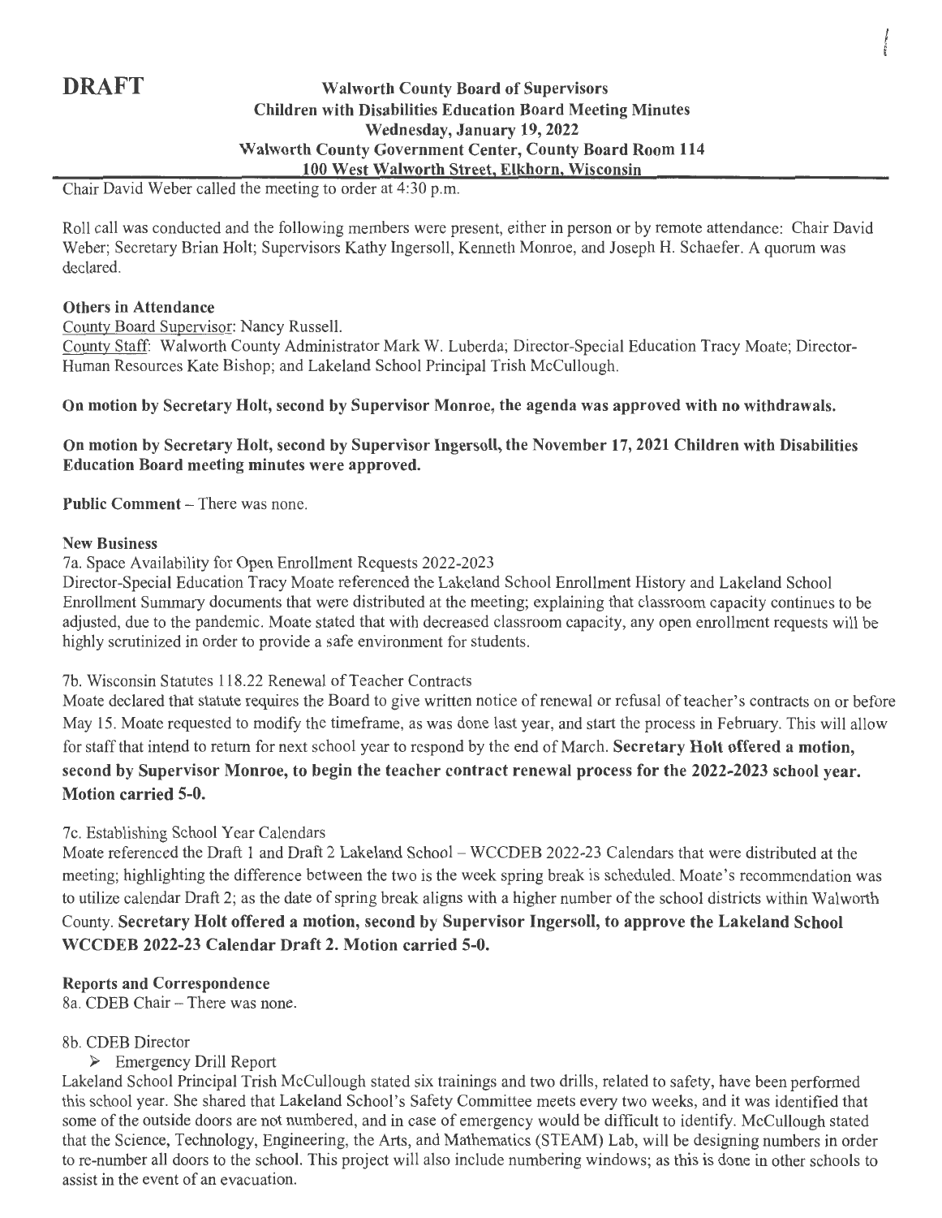**DRAFT**

**Walworth County Board of Supervisors**
**Children with Disabilities Education Board Meeting Minutes**
**Wednesday, January 19, 2022**
**Walworth County Government Center, County Board Room 114**
**100 West Walworth Street, Elkhorn, Wisconsin**

Chair David Weber called the meeting to order at 4:30 p.m.

Roll call was conducted and the following members were present, either in person or by remote attendance: Chair David Weber; Secretary Brian Holt; Supervisors Kathy Ingersoll, Kenneth Monroe, and Joseph H. Schaefer. A quorum was declared.

**Others in Attendance**

County Board Supervisor: Nancy Russell.

County Staff: Walworth County Administrator Mark W. Luberda; Director-Special Education Tracy Moate; Director-Human Resources Kate Bishop; and Lakeland School Principal Trish McCullough.

**On motion by Secretary Holt, second by Supervisor Monroe, the agenda was approved with no withdrawals.**

**On motion by Secretary Holt, second by Supervisor Ingersoll, the November 17, 2021 Children with Disabilities Education Board meeting minutes were approved.**

**Public Comment** – There was none.

**New Business**

7a. Space Availability for Open Enrollment Requests 2022-2023

Director-Special Education Tracy Moate referenced the Lakeland School Enrollment History and Lakeland School Enrollment Summary documents that were distributed at the meeting; explaining that classroom capacity continues to be adjusted, due to the pandemic. Moate stated that with decreased classroom capacity, any open enrollment requests will be highly scrutinized in order to provide a safe environment for students.

7b. Wisconsin Statutes 118.22 Renewal of Teacher Contracts

Moate declared that statute requires the Board to give written notice of renewal or refusal of teacher's contracts on or before May 15. Moate requested to modify the timeframe, as was done last year, and start the process in February. This will allow for staff that intend to return for next school year to respond by the end of March. **Secretary Holt offered a motion, second by Supervisor Monroe, to begin the teacher contract renewal process for the 2022-2023 school year. Motion carried 5-0.**

7c. Establishing School Year Calendars

Moate referenced the Draft 1 and Draft 2 Lakeland School – WCCDEB 2022-23 Calendars that were distributed at the meeting; highlighting the difference between the two is the week spring break is scheduled. Moate's recommendation was to utilize calendar Draft 2; as the date of spring break aligns with a higher number of the school districts within Walworth County. **Secretary Holt offered a motion, second by Supervisor Ingersoll, to approve the Lakeland School WCCDEB 2022-23 Calendar Draft 2. Motion carried 5-0.**

**Reports and Correspondence**

8a. CDEB Chair – There was none.

8b. CDEB Director

- Emergency Drill Report

Lakeland School Principal Trish McCullough stated six trainings and two drills, related to safety, have been performed this school year. She shared that Lakeland School's Safety Committee meets every two weeks, and it was identified that some of the outside doors are not numbered, and in case of emergency would be difficult to identify. McCullough stated that the Science, Technology, Engineering, the Arts, and Mathematics (STEAM) Lab, will be designing numbers in order to re-number all doors to the school. This project will also include numbering windows; as this is done in other schools to assist in the event of an evacuation.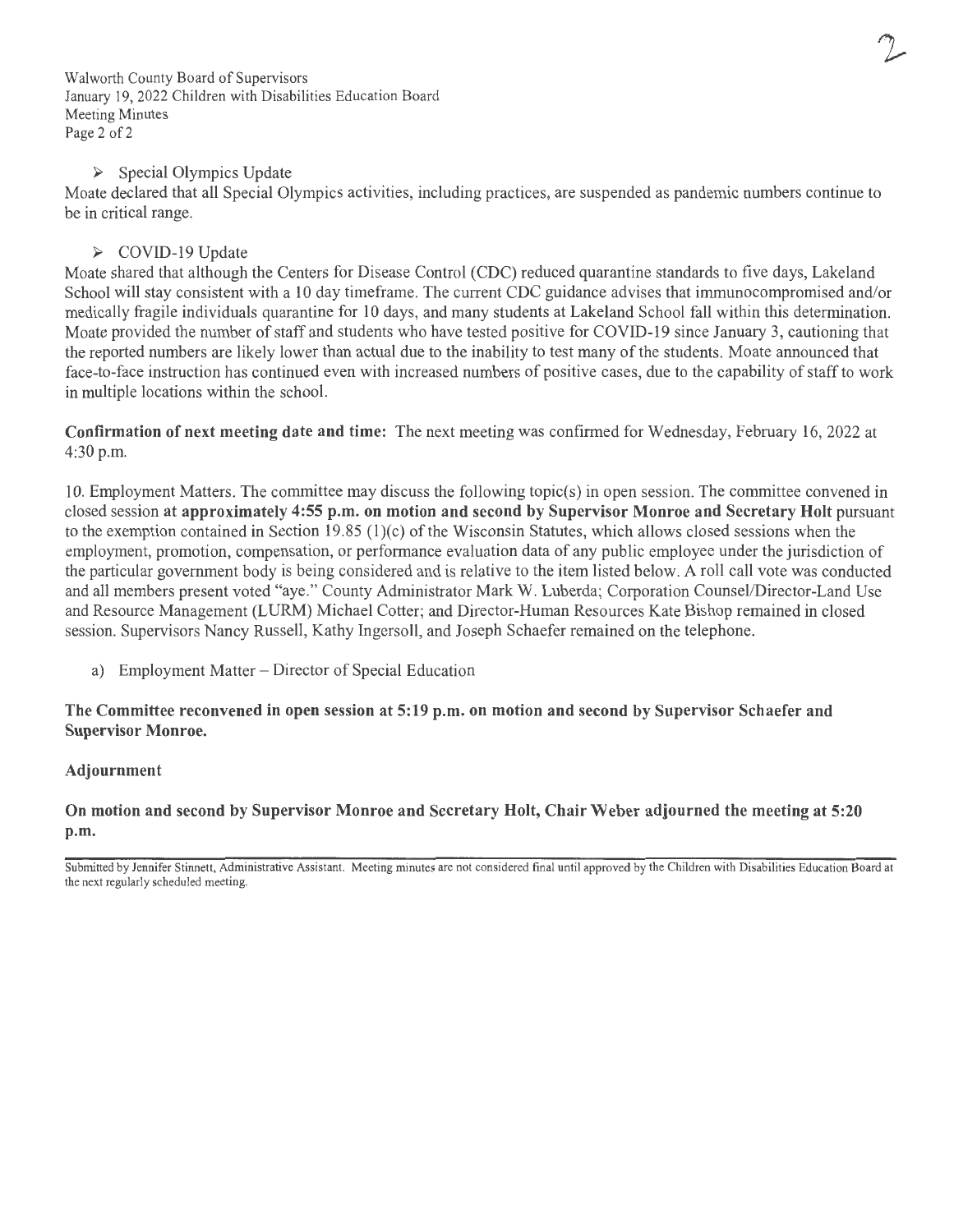- Special Olympics Update

Moate declared that all Special Olympics activities, including practices, are suspended as pandemic numbers continue to be in critical range.

- COVID-19 Update

Moate shared that although the Centers for Disease Control (CDC) reduced quarantine standards to five days, Lakeland School will stay consistent with a 10 day timeframe. The current CDC guidance advises that immunocompromised and/or medically fragile individuals quarantine for 10 days, and many students at Lakeland School fall within this determination. Moate provided the number of staff and students who have tested positive for COVID-19 since January 3, cautioning that the reported numbers are likely lower than actual due to the inability to test many of the students. Moate announced that face-to-face instruction has continued even with increased numbers of positive cases, due to the capability of staff to work in multiple locations within the school.

**Confirmation of next meeting date and time:** The next meeting was confirmed for Wednesday, February 16, 2022 at 4:30 p.m.

10. Employment Matters. The committee may discuss the following topic(s) in open session. The committee convened in closed session **at approximately 4:55 p.m. on motion and second by Supervisor Monroe and Secretary Holt** pursuant to the exemption contained in Section 19.85 (1)(c) of the Wisconsin Statutes, which allows closed sessions when the employment, promotion, compensation, or performance evaluation data of any public employee under the jurisdiction of the particular government body is being considered and is relative to the item listed below. A roll call vote was conducted and all members present voted "aye." County Administrator Mark W. Luberda; Corporation Counsel/Director-Land Use and Resource Management (LURM) Michael Cotter; and Director-Human Resources Kate Bishop remained in closed session. Supervisors Nancy Russell, Kathy Ingersoll, and Joseph Schaefer remained on the telephone.

a) Employment Matter – Director of Special Education

**The Committee reconvened in open session at 5:19 p.m. on motion and second by Supervisor Schaefer and Supervisor Monroe.**

**Adjournment**

**On motion and second by Supervisor Monroe and Secretary Holt, Chair Weber adjourned the meeting at 5:20 p.m.**

Submitted by Jennifer Stinnett, Administrative Assistant. Meeting minutes are not considered final until approved by the Children with Disabilities Education Board at the next regularly scheduled meeting.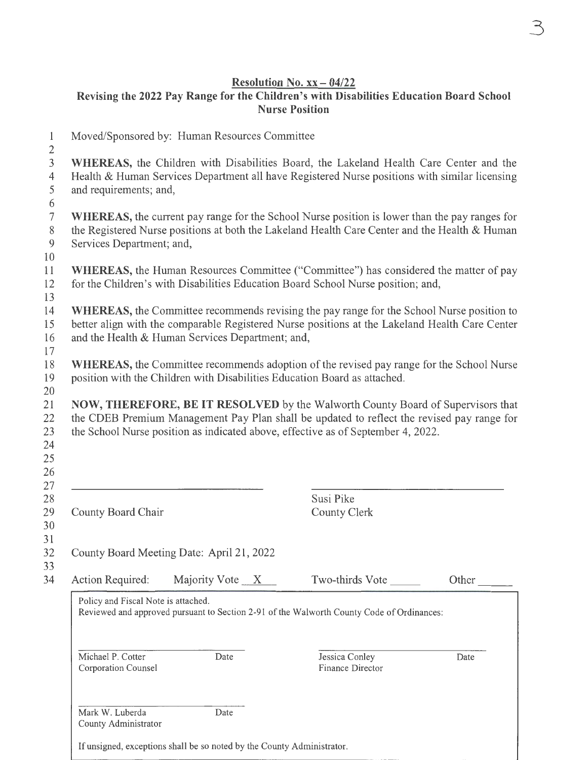**Resolution No. xx – 04/22**

**Revising the 2022 Pay Range for the Children's with Disabilities Education Board School Nurse Position**

Moved/Sponsored by: Human Resources Committee

**WHEREAS,** the Children with Disabilities Board, the Lakeland Health Care Center and the Health & Human Services Department all have Registered Nurse positions with similar licensing and requirements; and,

**WHEREAS,** the current pay range for the School Nurse position is lower than the pay ranges for the Registered Nurse positions at both the Lakeland Health Care Center and the Health & Human Services Department; and,

**WHEREAS,** the Human Resources Committee ("Committee") has considered the matter of pay for the Children's with Disabilities Education Board School Nurse position; and,

**WHEREAS,** the Committee recommends revising the pay range for the School Nurse position to better align with the comparable Registered Nurse positions at the Lakeland Health Care Center and the Health & Human Services Department; and,

**WHEREAS,** the Committee recommends adoption of the revised pay range for the School Nurse position with the Children with Disabilities Education Board as attached.

**NOW, THEREFORE, BE IT RESOLVED** by the Walworth County Board of Supervisors that the CDEB Premium Management Pay Plan shall be updated to reflect the revised pay range for the School Nurse position as indicated above, effective as of September 4, 2022.

\_\_\_\_\_\_\_\_\_\_\_\_\_\_\_\_\_\_\_\_\_\_\_\_\_\_\_\_\_\_
County Board Chair

\_\_\_\_\_\_\_\_\_\_\_\_\_\_\_\_\_\_\_\_\_\_\_\_\_\_\_\_\_\_
Susi Pike
County Clerk

County Board Meeting Date: April 21, 2022

Action Required: Majority Vote \_\_X\_\_ Two-thirds Vote \_\_\_\_\_ Other \_\_\_\_\_

Policy and Fiscal Note is attached.
Reviewed and approved pursuant to Section 2-91 of the Walworth County Code of Ordinances:

\_\_\_\_\_\_\_\_\_\_\_\_\_\_\_\_\_\_\_\_\_\_\_\_\_\_\_\_\_\_
Michael P. Cotter, Corporation Counsel — Date

\_\_\_\_\_\_\_\_\_\_\_\_\_\_\_\_\_\_\_\_\_\_\_\_\_\_\_\_\_\_
Jessica Conley, Finance Director — Date

\_\_\_\_\_\_\_\_\_\_\_\_\_\_\_\_\_\_\_\_\_\_\_\_\_\_\_\_\_\_
Mark W. Luberda, County Administrator — Date

If unsigned, exceptions shall be so noted by the County Administrator.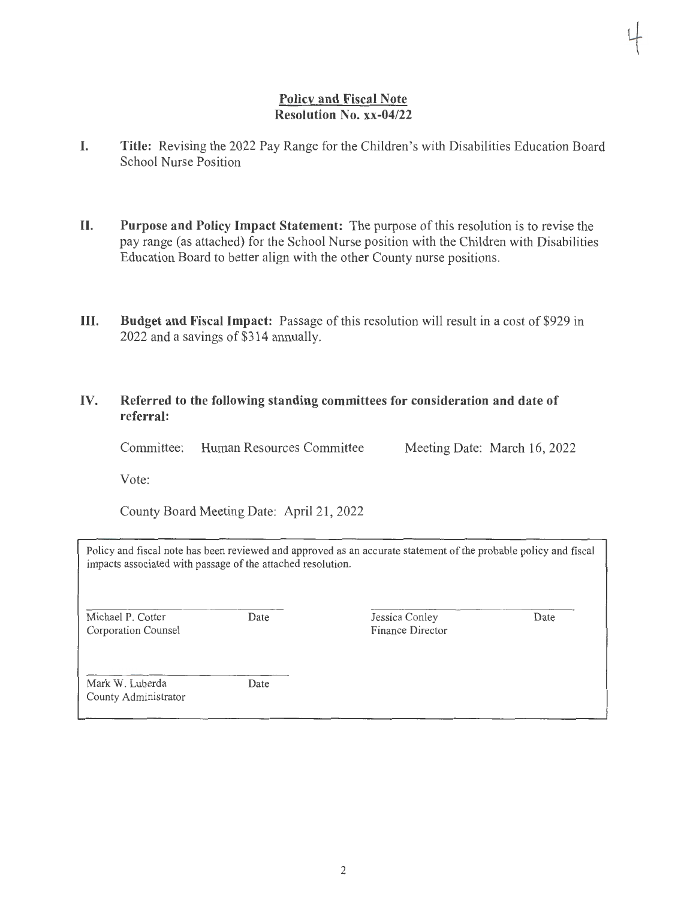## Policy and Fiscal Note
## Resolution No. xx-04/22

**I. Title:** Revising the 2022 Pay Range for the Children's with Disabilities Education Board School Nurse Position

**II. Purpose and Policy Impact Statement:** The purpose of this resolution is to revise the pay range (as attached) for the School Nurse position with the Children with Disabilities Education Board to better align with the other County nurse positions.

**III. Budget and Fiscal Impact:** Passage of this resolution will result in a cost of $929 in 2022 and a savings of $314 annually.

**IV. Referred to the following standing committees for consideration and date of referral:**

Committee: Human Resources Committee Meeting Date: March 16, 2022

Vote:

County Board Meeting Date: April 21, 2022

Policy and fiscal note has been reviewed and approved as an accurate statement of the probable policy and fiscal impacts associated with passage of the attached resolution.

| | | | |
|---|---|---|---|
| Michael P. Cotter<br>Corporation Counsel | Date | Jessica Conley<br>Finance Director | Date |
| Mark W. Luberda<br>County Administrator | Date | | |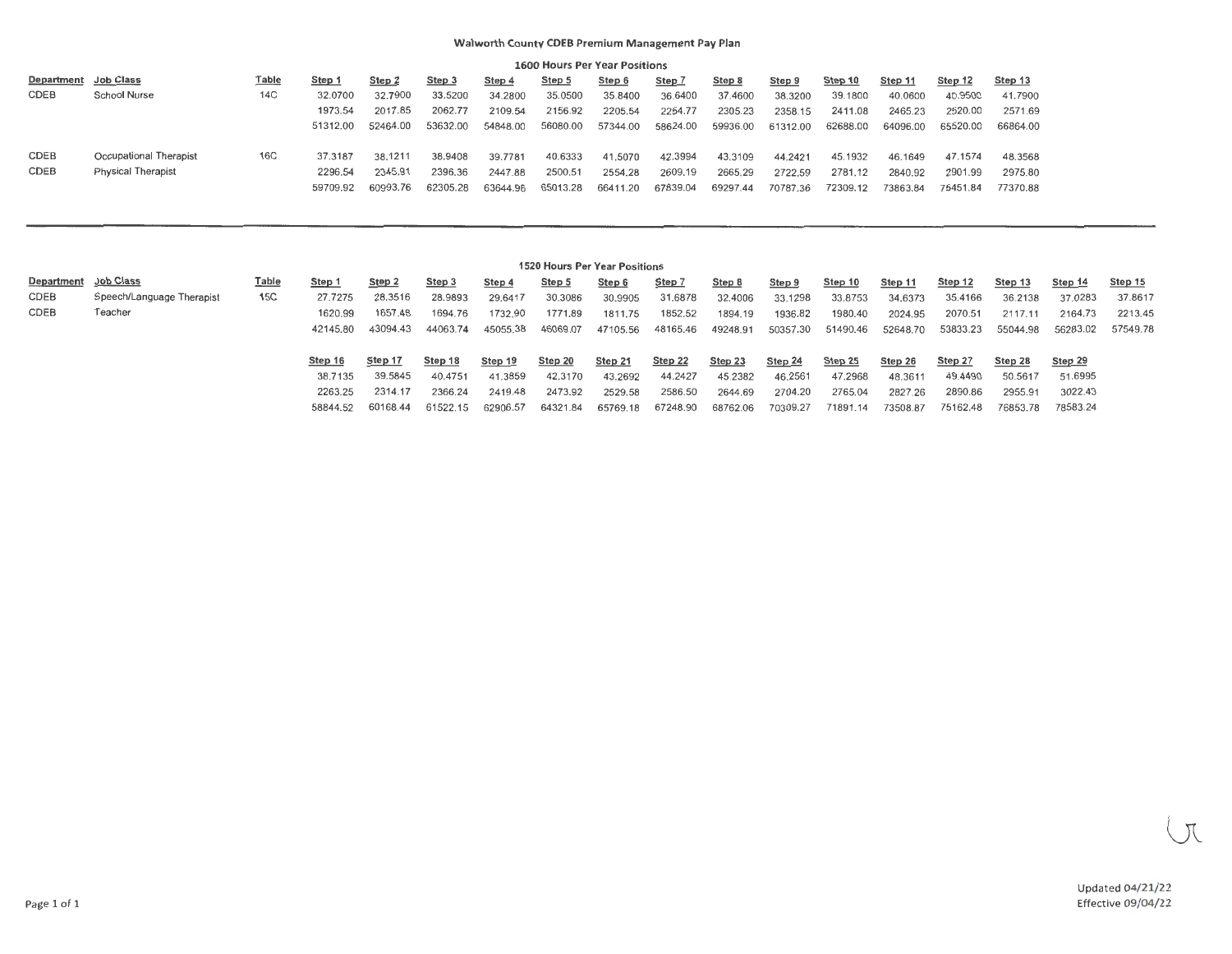# Walworth County CDEB Premium Management Pay Plan

## 1600 Hours Per Year Positions

| Department | Job Class | Table | Step 1 | Step 2 | Step 3 | Step 4 | Step 5 | Step 6 | Step 7 | Step 8 | Step 9 | Step 10 | Step 11 | Step 12 | Step 13 |
|---|---|---|---|---|---|---|---|---|---|---|---|---|---|---|---|
| CDEB | School Nurse | 14C | 32.0700 | 32.7900 | 33.5200 | 34.2800 | 35.0500 | 35.8400 | 36.6400 | 37.4600 | 38.3200 | 39.1800 | 40.0600 | 40.9500 | 41.7900 |
| | | | 1973.54 | 2017.85 | 2062.77 | 2109.54 | 2156.92 | 2205.54 | 2254.77 | 2305.23 | 2358.15 | 2411.08 | 2465.23 | 2520.00 | 2571.69 |
| | | | 51312.00 | 52464.00 | 53632.00 | 54848.00 | 56080.00 | 57344.00 | 58624.00 | 59936.00 | 61312.00 | 62688.00 | 64096.00 | 65520.00 | 66864.00 |
| CDEB | Occupational Therapist | 16C | 37.3187 | 38.1211 | 38.9408 | 39.7781 | 40.6333 | 41.5070 | 42.3994 | 43.3109 | 44.2421 | 45.1932 | 46.1649 | 47.1574 | 48.3568 |
| CDEB | Physical Therapist | | 2296.54 | 2345.91 | 2396.36 | 2447.88 | 2500.51 | 2554.28 | 2609.19 | 2665.29 | 2722.59 | 2781.12 | 2840.92 | 2901.99 | 2975.80 |
| | | | 59709.92 | 60993.76 | 62305.28 | 63644.96 | 65013.28 | 66411.20 | 67839.04 | 69297.44 | 70787.36 | 72309.12 | 73863.84 | 75451.84 | 77370.88 |

## 1520 Hours Per Year Positions

| Department | Job Class | Table | Step 1 | Step 2 | Step 3 | Step 4 | Step 5 | Step 6 | Step 7 | Step 8 | Step 9 | Step 10 | Step 11 | Step 12 | Step 13 | Step 14 | Step 15 |
|---|---|---|---|---|---|---|---|---|---|---|---|---|---|---|---|---|---|
| CDEB | Speech/Language Therapist | 15C | 27.7275 | 28.3516 | 28.9893 | 29.6417 | 30.3086 | 30.9905 | 31.6878 | 32.4006 | 33.1298 | 33.8753 | 34.6373 | 35.4166 | 36.2138 | 37.0283 | 37.8617 |
| CDEB | Teacher | | 1620.99 | 1657.48 | 1694.76 | 1732.90 | 1771.89 | 1811.75 | 1852.52 | 1894.19 | 1936.82 | 1980.40 | 2024.95 | 2070.51 | 2117.11 | 2164.73 | 2213.45 |
| | | | 42145.80 | 43094.43 | 44063.74 | 45055.38 | 46069.07 | 47105.56 | 48165.46 | 49248.91 | 50357.30 | 51490.46 | 52648.70 | 53833.23 | 55044.98 | 56283.02 | 57549.78 |

| Step 16 | Step 17 | Step 18 | Step 19 | Step 20 | Step 21 | Step 22 | Step 23 | Step 24 | Step 25 | Step 26 | Step 27 | Step 28 | Step 29 |
|---|---|---|---|---|---|---|---|---|---|---|---|---|---|
| 38.7135 | 39.5845 | 40.4751 | 41.3859 | 42.3170 | 43.2692 | 44.2427 | 45.2382 | 46.2561 | 47.2968 | 48.3611 | 49.4490 | 50.5617 | 51.6995 |
| 2263.25 | 2314.17 | 2366.24 | 2419.48 | 2473.92 | 2529.58 | 2586.50 | 2644.69 | 2704.20 | 2765.04 | 2827.26 | 2890.86 | 2955.91 | 3022.43 |
| 58844.52 | 60168.44 | 61522.15 | 62906.57 | 64321.84 | 65769.18 | 67248.90 | 68762.06 | 70309.27 | 71891.14 | 73508.87 | 75162.48 | 76853.78 | 78583.24 |

Updated 04/21/22
Effective 09/04/22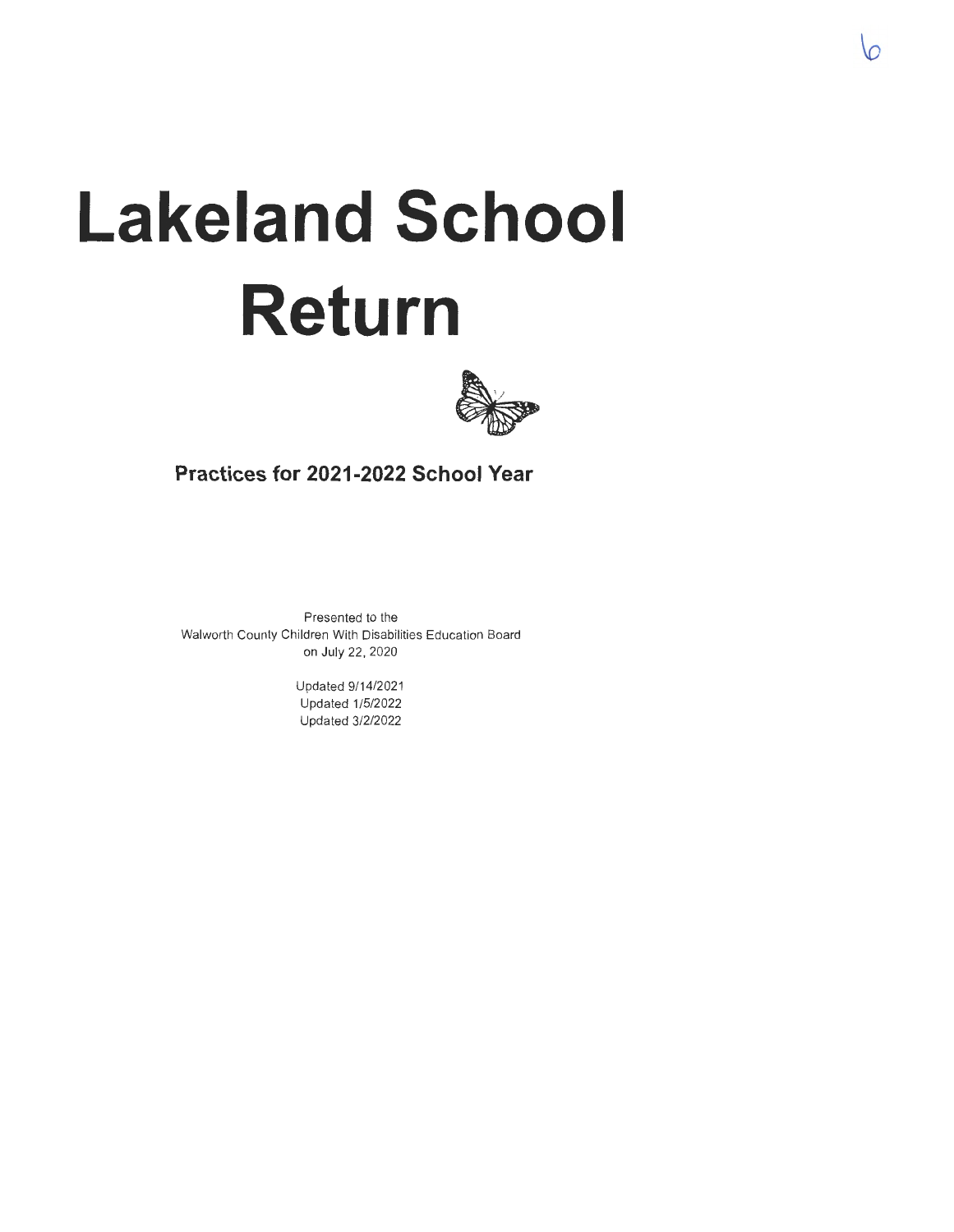# Lakeland School Return

**Practices for 2021-2022 School Year**

Presented to the
Walworth County Children With Disabilities Education Board
on July 22, 2020

Updated 9/14/2021
Updated 1/5/2022
Updated 3/2/2022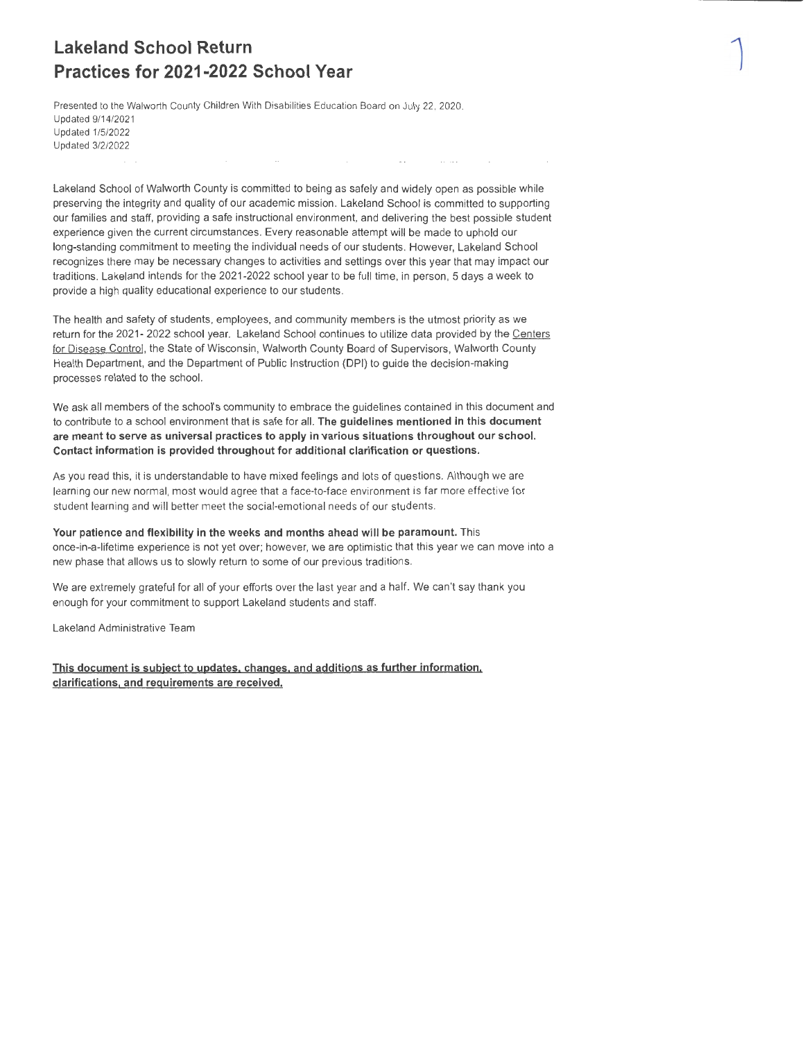# Lakeland School Return
# Practices for 2021-2022 School Year

Presented to the Walworth County Children With Disabilities Education Board on July 22, 2020.
Updated 9/14/2021
Updated 1/5/2022
Updated 3/2/2022

Lakeland School of Walworth County is committed to being as safely and widely open as possible while preserving the integrity and quality of our academic mission. Lakeland School is committed to supporting our families and staff, providing a safe instructional environment, and delivering the best possible student experience given the current circumstances. Every reasonable attempt will be made to uphold our long-standing commitment to meeting the individual needs of our students. However, Lakeland School recognizes there may be necessary changes to activities and settings over this year that may impact our traditions. Lakeland intends for the 2021-2022 school year to be full time, in person, 5 days a week to provide a high quality educational experience to our students.

The health and safety of students, employees, and community members is the utmost priority as we return for the 2021- 2022 school year. Lakeland School continues to utilize data provided by the Centers for Disease Control, the State of Wisconsin, Walworth County Board of Supervisors, Walworth County Health Department, and the Department of Public Instruction (DPI) to guide the decision-making processes related to the school.

We ask all members of the school's community to embrace the guidelines contained in this document and to contribute to a school environment that is safe for all. **The guidelines mentioned in this document are meant to serve as universal practices to apply in various situations throughout our school. Contact information is provided throughout for additional clarification or questions.**

As you read this, it is understandable to have mixed feelings and lots of questions. Although we are learning our new normal, most would agree that a face-to-face environment is far more effective for student learning and will better meet the social-emotional needs of our students.

**Your patience and flexibility in the weeks and months ahead will be paramount.** This once-in-a-lifetime experience is not yet over; however, we are optimistic that this year we can move into a new phase that allows us to slowly return to some of our previous traditions.

We are extremely grateful for all of your efforts over the last year and a half. We can't say thank you enough for your commitment to support Lakeland students and staff.

Lakeland Administrative Team

**This document is subject to updates, changes, and additions as further information, clarifications, and requirements are received.**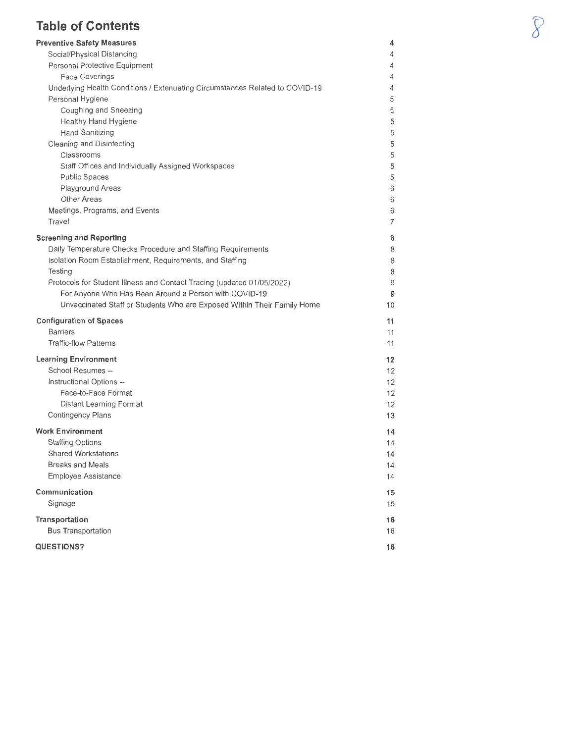# Table of Contents

| | |
|---|---|
| **Preventive Safety Measures** | **4** |
| Social/Physical Distancing | 4 |
| Personal Protective Equipment | 4 |
| Face Coverings | 4 |
| Underlying Health Conditions / Extenuating Circumstances Related to COVID-19 | 4 |
| Personal Hygiene | 5 |
| Coughing and Sneezing | 5 |
| Healthy Hand Hygiene | 5 |
| Hand Sanitizing | 5 |
| Cleaning and Disinfecting | 5 |
| Classrooms | 5 |
| Staff Offices and Individually Assigned Workspaces | 5 |
| Public Spaces | 5 |
| Playground Areas | 6 |
| Other Areas | 6 |
| Meetings, Programs, and Events | 6 |
| Travel | 7 |
| **Screening and Reporting** | **8** |
| Daily Temperature Checks Procedure and Staffing Requirements | 8 |
| Isolation Room Establishment, Requirements, and Staffing | 8 |
| Testing | 8 |
| Protocols for Student Illness and Contact Tracing (updated 01/05/2022) | 9 |
| For Anyone Who Has Been Around a Person with COVID-19 | 9 |
| Unvaccinated Staff or Students Who are Exposed Within Their Family Home | 10 |
| **Configuration of Spaces** | **11** |
| Barriers | 11 |
| Traffic-flow Patterns | 11 |
| **Learning Environment** | **12** |
| School Resumes -- | 12 |
| Instructional Options -- | 12 |
| Face-to-Face Format | 12 |
| Distant Learning Format | 12 |
| Contingency Plans | 13 |
| **Work Environment** | **14** |
| Staffing Options | 14 |
| Shared Workstations | 14 |
| Breaks and Meals | 14 |
| Employee Assistance | 14 |
| **Communication** | **15** |
| Signage | 15 |
| **Transportation** | **16** |
| Bus Transportation | 16 |
| **QUESTIONS?** | **16** |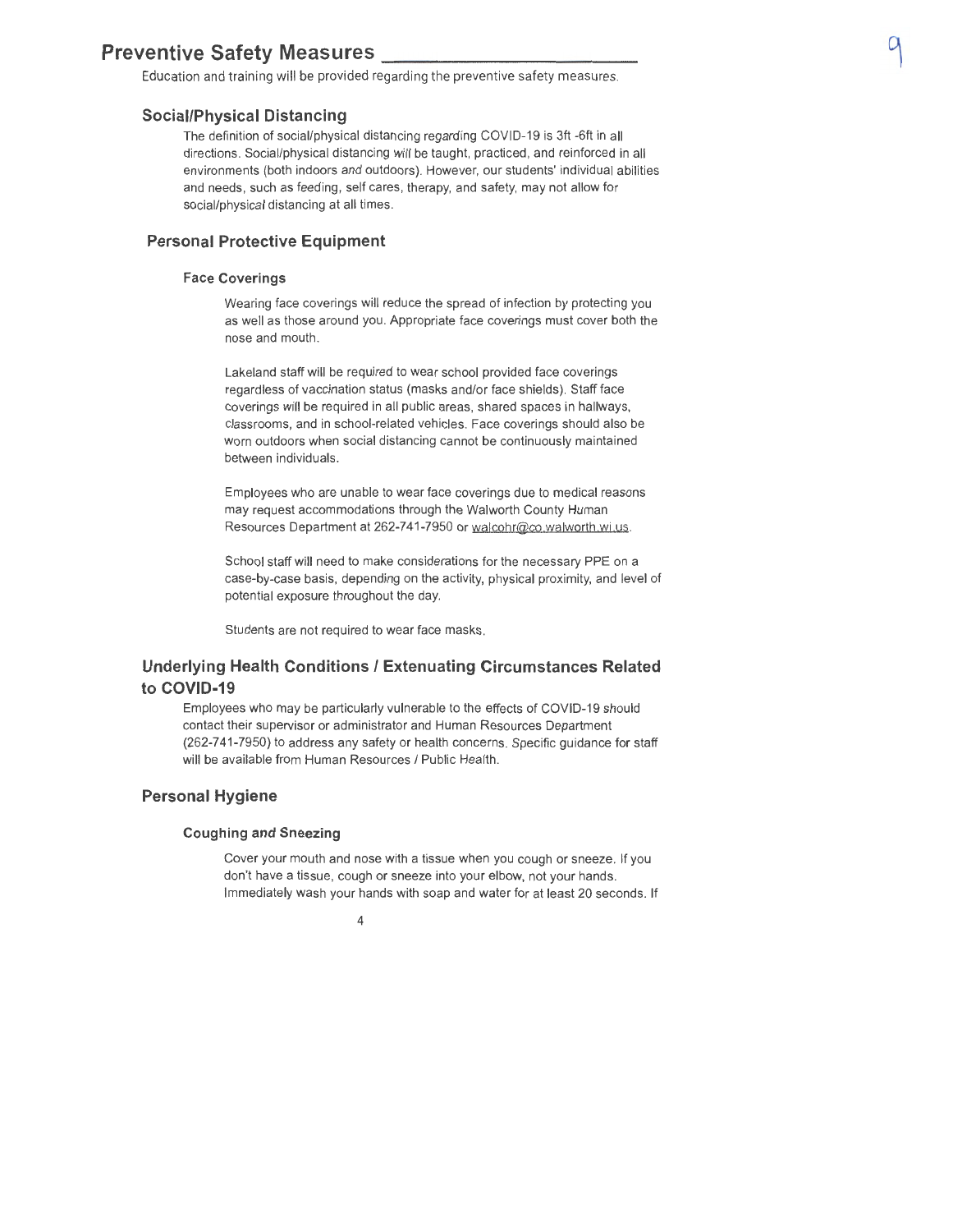## Preventive Safety Measures

Education and training will be provided regarding the preventive safety measures.

### Social/Physical Distancing

The definition of social/physical distancing regarding COVID-19 is 3ft -6ft in all directions. Social/physical distancing will be taught, practiced, and reinforced in all environments (both indoors and outdoors). However, our students' individual abilities and needs, such as feeding, self cares, therapy, and safety, may not allow for social/physical distancing at all times.

### Personal Protective Equipment

#### Face Coverings

Wearing face coverings will reduce the spread of infection by protecting you as well as those around you. Appropriate face coverings must cover both the nose and mouth.

Lakeland staff will be required to wear school provided face coverings regardless of vaccination status (masks and/or face shields). Staff face coverings will be required in all public areas, shared spaces in hallways, classrooms, and in school-related vehicles. Face coverings should also be worn outdoors when social distancing cannot be continuously maintained between individuals.

Employees who are unable to wear face coverings due to medical reasons may request accommodations through the Walworth County Human Resources Department at 262-741-7950 or walcohr@co.walworth.wi.us.

School staff will need to make considerations for the necessary PPE on a case-by-case basis, depending on the activity, physical proximity, and level of potential exposure throughout the day.

Students are not required to wear face masks.

### Underlying Health Conditions / Extenuating Circumstances Related to COVID-19

Employees who may be particularly vulnerable to the effects of COVID-19 should contact their supervisor or administrator and Human Resources Department (262-741-7950) to address any safety or health concerns. Specific guidance for staff will be available from Human Resources / Public Health.

### Personal Hygiene

#### Coughing and Sneezing

Cover your mouth and nose with a tissue when you cough or sneeze. If you don't have a tissue, cough or sneeze into your elbow, not your hands. Immediately wash your hands with soap and water for at least 20 seconds. If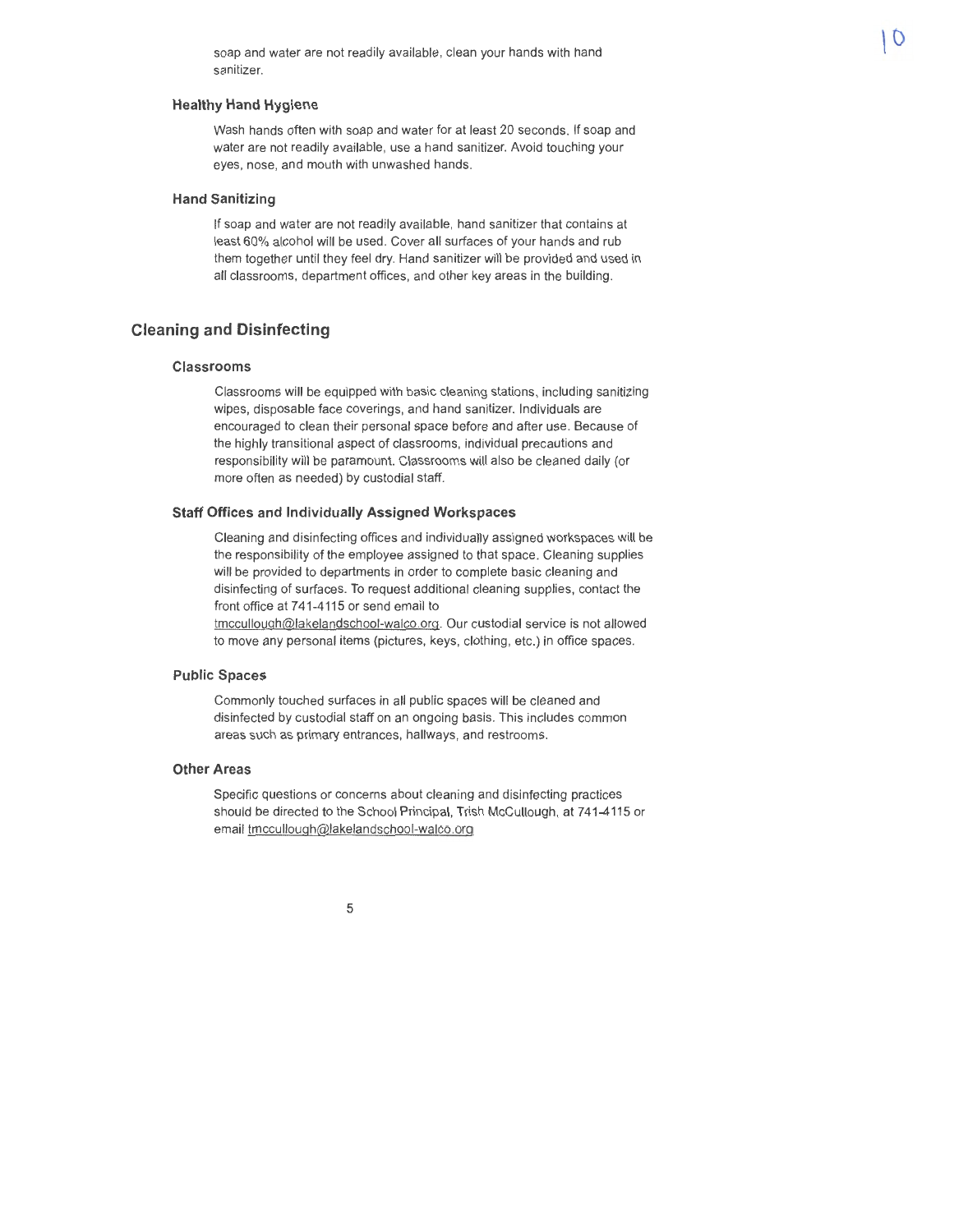soap and water are not readily available, clean your hands with hand sanitizer.

### Healthy Hand Hygiene

Wash hands often with soap and water for at least 20 seconds. If soap and water are not readily available, use a hand sanitizer. Avoid touching your eyes, nose, and mouth with unwashed hands.

### Hand Sanitizing

If soap and water are not readily available, hand sanitizer that contains at least 60% alcohol will be used. Cover all surfaces of your hands and rub them together until they feel dry. Hand sanitizer will be provided and used in all classrooms, department offices, and other key areas in the building.

## Cleaning and Disinfecting

### Classrooms

Classrooms will be equipped with basic cleaning stations, including sanitizing wipes, disposable face coverings, and hand sanitizer. Individuals are encouraged to clean their personal space before and after use. Because of the highly transitional aspect of classrooms, individual precautions and responsibility will be paramount. Classrooms will also be cleaned daily (or more often as needed) by custodial staff.

### Staff Offices and Individually Assigned Workspaces

Cleaning and disinfecting offices and individually assigned workspaces will be the responsibility of the employee assigned to that space. Cleaning supplies will be provided to departments in order to complete basic cleaning and disinfecting of surfaces. To request additional cleaning supplies, contact the front office at 741-4115 or send email to tmccullough@lakelandschool-walco.org. Our custodial service is not allowed to move any personal items (pictures, keys, clothing, etc.) in office spaces.

### Public Spaces

Commonly touched surfaces in all public spaces will be cleaned and disinfected by custodial staff on an ongoing basis. This includes common areas such as primary entrances, hallways, and restrooms.

### Other Areas

Specific questions or concerns about cleaning and disinfecting practices should be directed to the School Principal, Trish McCullough, at 741-4115 or email tmccullough@lakelandschool-walco.org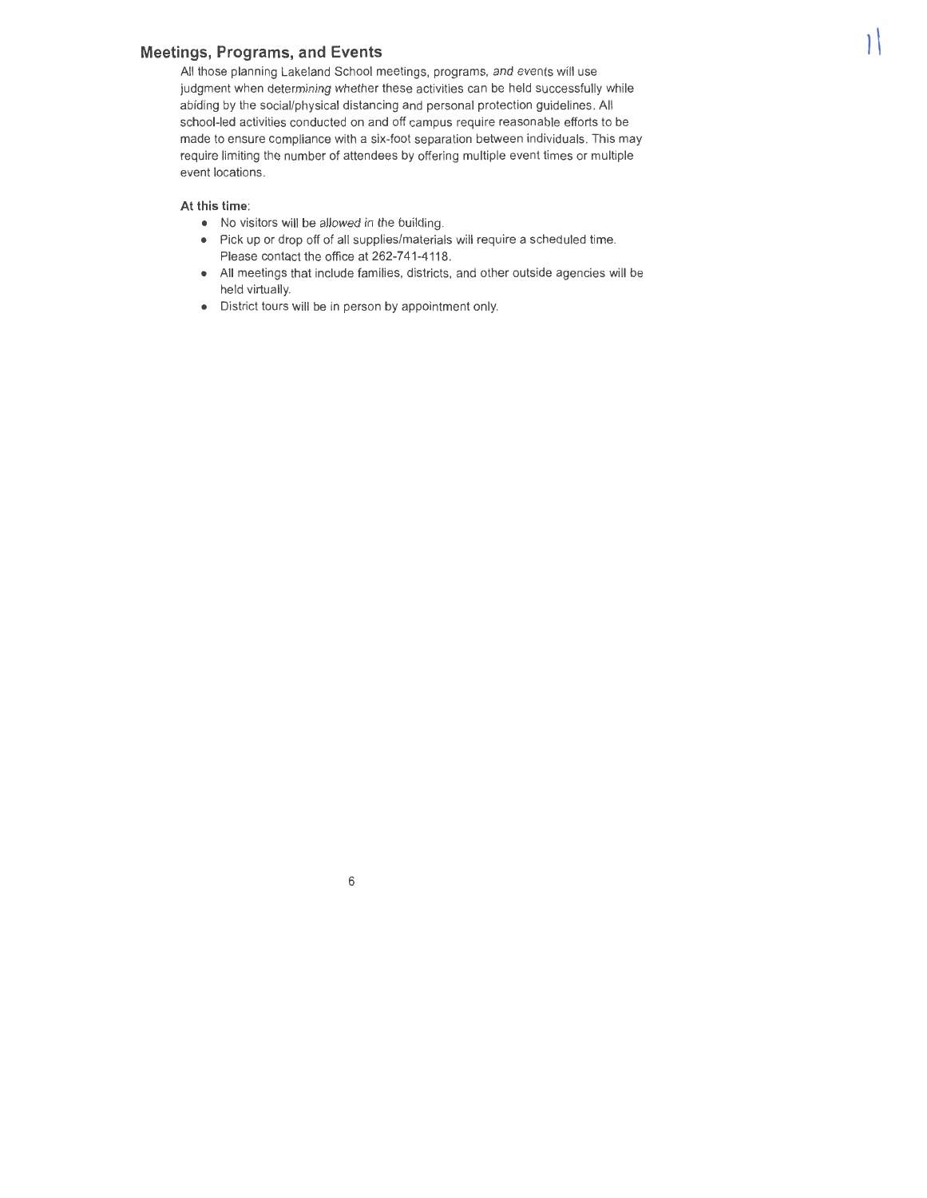## Meetings, Programs, and Events

All those planning Lakeland School meetings, programs, and events will use judgment when determining whether these activities can be held successfully while abiding by the social/physical distancing and personal protection guidelines. All school-led activities conducted on and off campus require reasonable efforts to be made to ensure compliance with a six-foot separation between individuals. This may require limiting the number of attendees by offering multiple event times or multiple event locations.

**At this time**:

- No visitors will be allowed in the building.
- Pick up or drop off of all supplies/materials will require a scheduled time. Please contact the office at 262-741-4118.
- All meetings that include families, districts, and other outside agencies will be held virtually.
- District tours will be in person by appointment only.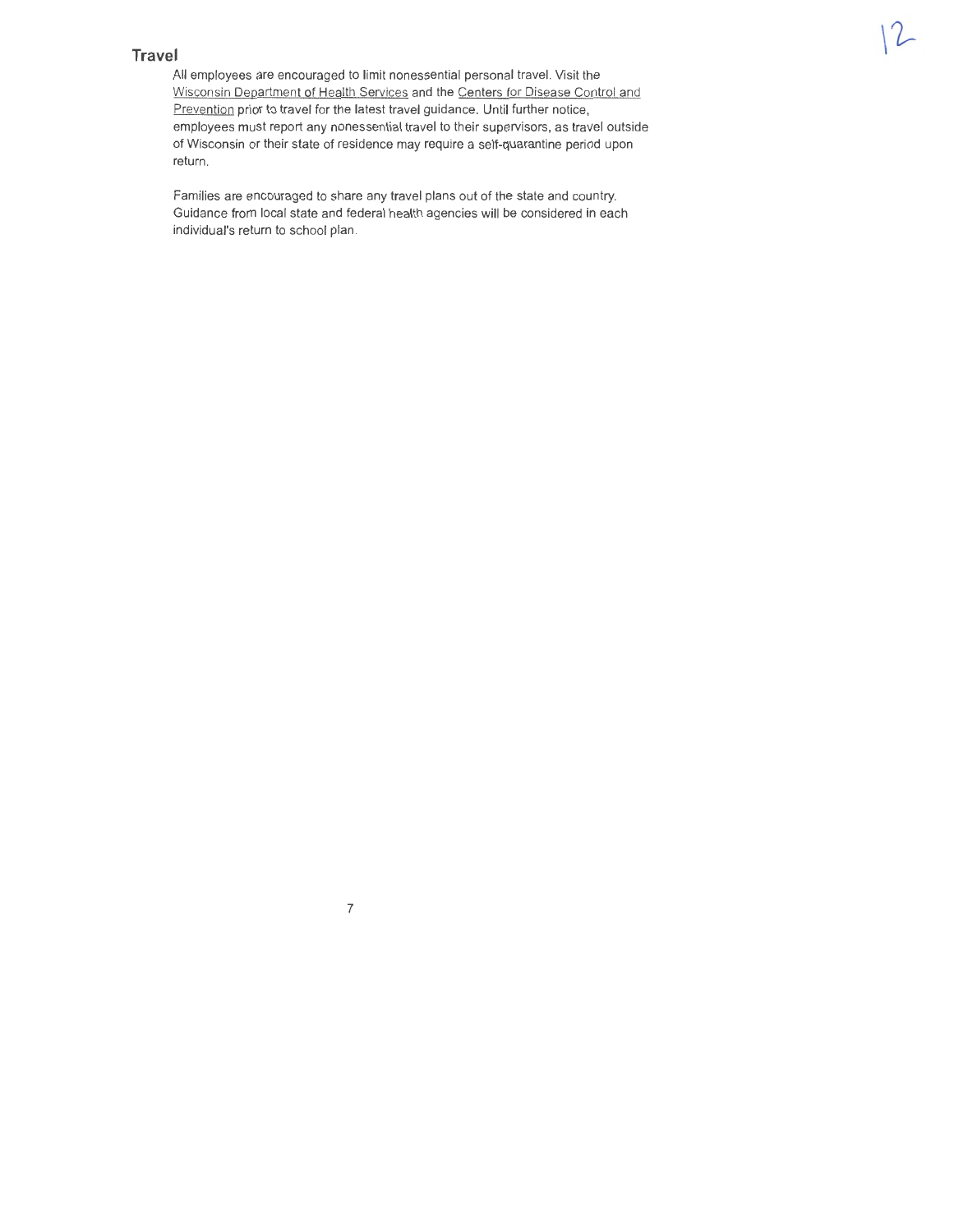## Travel

All employees are encouraged to limit nonessential personal travel. Visit the Wisconsin Department of Health Services and the Centers for Disease Control and Prevention prior to travel for the latest travel guidance. Until further notice, employees must report any nonessential travel to their supervisors, as travel outside of Wisconsin or their state of residence may require a self-quarantine period upon return.

Families are encouraged to share any travel plans out of the state and country. Guidance from local state and federal health agencies will be considered in each individual's return to school plan.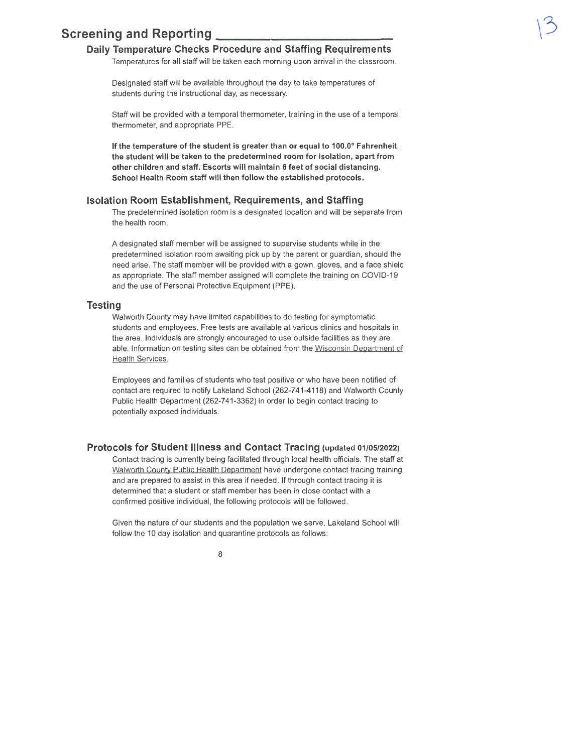## Screening and Reporting

### Daily Temperature Checks Procedure and Staffing Requirements

Temperatures for all staff will be taken each morning upon arrival in the classroom.

Designated staff will be available throughout the day to take temperatures of students during the instructional day, as necessary.

Staff will be provided with a temporal thermometer, training in the use of a temporal thermometer, and appropriate PPE.

**If the temperature of the student is greater than or equal to 100.0° Fahrenheit, the student will be taken to the predetermined room for isolation, apart from other children and staff. Escorts will maintain 6 feet of social distancing. School Health Room staff will then follow the established protocols.**

### Isolation Room Establishment, Requirements, and Staffing

The predetermined isolation room is a designated location and will be separate from the health room.

A designated staff member will be assigned to supervise students while in the predetermined isolation room awaiting pick up by the parent or guardian, should the need arise. The staff member will be provided with a gown, gloves, and a face shield as appropriate. The staff member assigned will complete the training on COVID-19 and the use of Personal Protective Equipment (PPE).

### Testing

Walworth County may have limited capabilities to do testing for symptomatic students and employees. Free tests are available at various clinics and hospitals in the area. Individuals are strongly encouraged to use outside facilities as they are able. Information on testing sites can be obtained from the Wisconsin Department of Health Services.

Employees and families of students who test positive or who have been notified of contact are required to notify Lakeland School (262-741-4118) and Walworth County Public Health Department (262-741-3362) in order to begin contact tracing to potentially exposed individuals.

### Protocols for Student Illness and Contact Tracing (updated 01/05/2022)

Contact tracing is currently being facilitated through local health officials. The staff at Walworth County Public Health Department have undergone contact tracing training and are prepared to assist in this area if needed. If through contact tracing it is determined that a student or staff member has been in close contact with a confirmed positive individual, the following protocols will be followed.

Given the nature of our students and the population we serve, Lakeland School will follow the 10 day isolation and quarantine protocols as follows: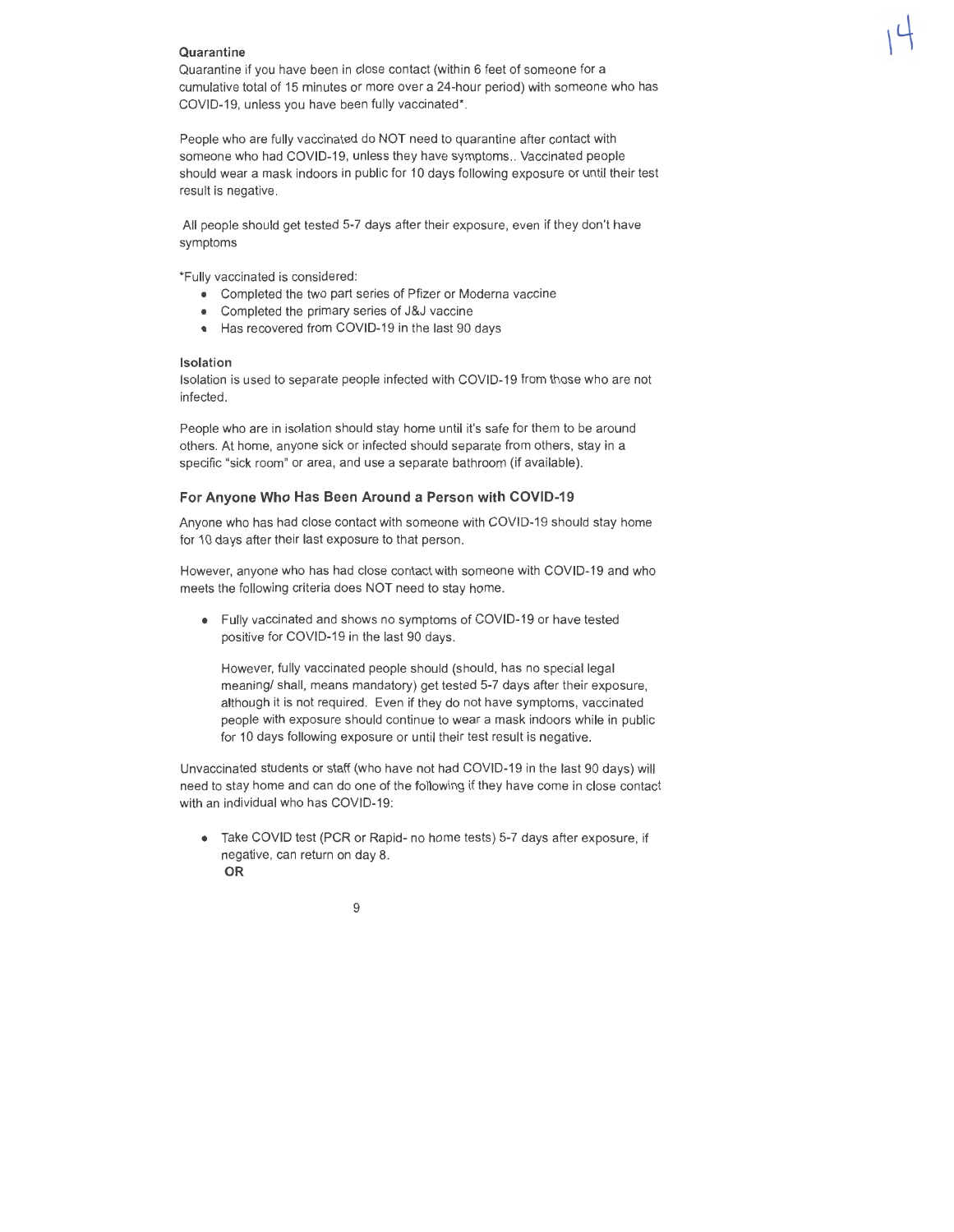**Quarantine**

Quarantine if you have been in close contact (within 6 feet of someone for a cumulative total of 15 minutes or more over a 24-hour period) with someone who has COVID-19, unless you have been fully vaccinated*.

People who are fully vaccinated do NOT need to quarantine after contact with someone who had COVID-19, unless they have symptoms.. Vaccinated people should wear a mask indoors in public for 10 days following exposure or until their test result is negative.

All people should get tested 5-7 days after their exposure, even if they don't have symptoms

*Fully vaccinated is considered:

- Completed the two part series of Pfizer or Moderna vaccine
- Completed the primary series of J&J vaccine
- Has recovered from COVID-19 in the last 90 days

**Isolation**

Isolation is used to separate people infected with COVID-19 from those who are not infected.

People who are in isolation should stay home until it's safe for them to be around others. At home, anyone sick or infected should separate from others, stay in a specific "sick room" or area, and use a separate bathroom (if available).

### For Anyone Who Has Been Around a Person with COVID-19

Anyone who has had close contact with someone with COVID-19 should stay home for 10 days after their last exposure to that person.

However, anyone who has had close contact with someone with COVID-19 and who meets the following criteria does NOT need to stay home.

- Fully vaccinated and shows no symptoms of COVID-19 or have tested positive for COVID-19 in the last 90 days.

  However, fully vaccinated people should (should, has no special legal meaning/ shall, means mandatory) get tested 5-7 days after their exposure, although it is not required. Even if they do not have symptoms, vaccinated people with exposure should continue to wear a mask indoors while in public for 10 days following exposure or until their test result is negative.

Unvaccinated students or staff (who have not had COVID-19 in the last 90 days) will need to stay home and can do one of the following if they have come in close contact with an individual who has COVID-19:

- Take COVID test (PCR or Rapid- no home tests) 5-7 days after exposure, if negative, can return on day 8.
  **OR**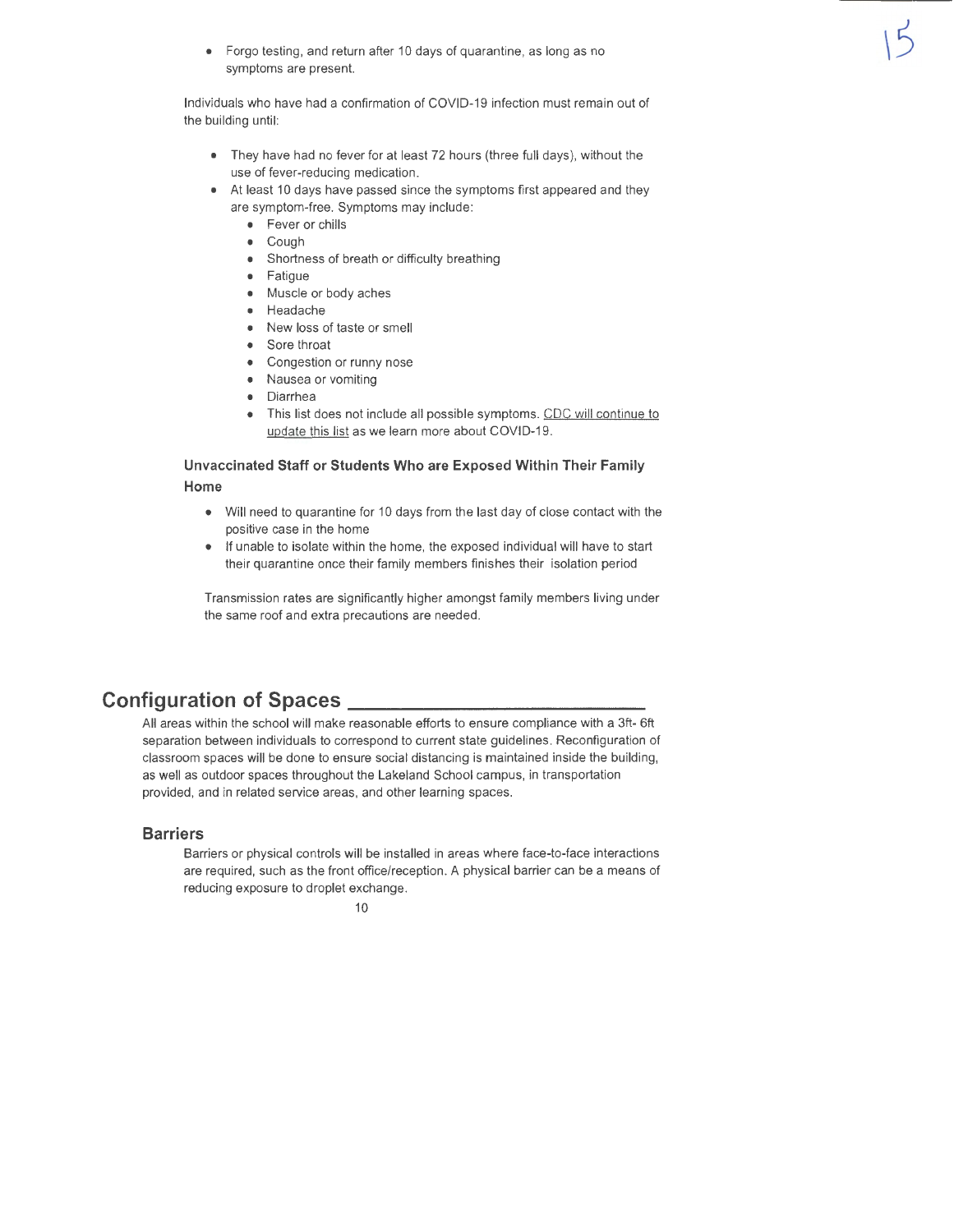- Forgo testing, and return after 10 days of quarantine, as long as no symptoms are present.

Individuals who have had a confirmation of COVID-19 infection must remain out of the building until:

- They have had no fever for at least 72 hours (three full days), without the use of fever-reducing medication.
- At least 10 days have passed since the symptoms first appeared and they are symptom-free. Symptoms may include:
    - Fever or chills
    - Cough
    - Shortness of breath or difficulty breathing
    - Fatigue
    - Muscle or body aches
    - Headache
    - New loss of taste or smell
    - Sore throat
    - Congestion or runny nose
    - Nausea or vomiting
    - Diarrhea
    - This list does not include all possible symptoms. CDC will continue to update this list as we learn more about COVID-19.

### Unvaccinated Staff or Students Who are Exposed Within Their Family Home

- Will need to quarantine for 10 days from the last day of close contact with the positive case in the home
- If unable to isolate within the home, the exposed individual will have to start their quarantine once their family members finishes their isolation period

Transmission rates are significantly higher amongst family members living under the same roof and extra precautions are needed.

## Configuration of Spaces

All areas within the school will make reasonable efforts to ensure compliance with a 3ft- 6ft separation between individuals to correspond to current state guidelines. Reconfiguration of classroom spaces will be done to ensure social distancing is maintained inside the building, as well as outdoor spaces throughout the Lakeland School campus, in transportation provided, and in related service areas, and other learning spaces.

### Barriers

Barriers or physical controls will be installed in areas where face-to-face interactions are required, such as the front office/reception. A physical barrier can be a means of reducing exposure to droplet exchange.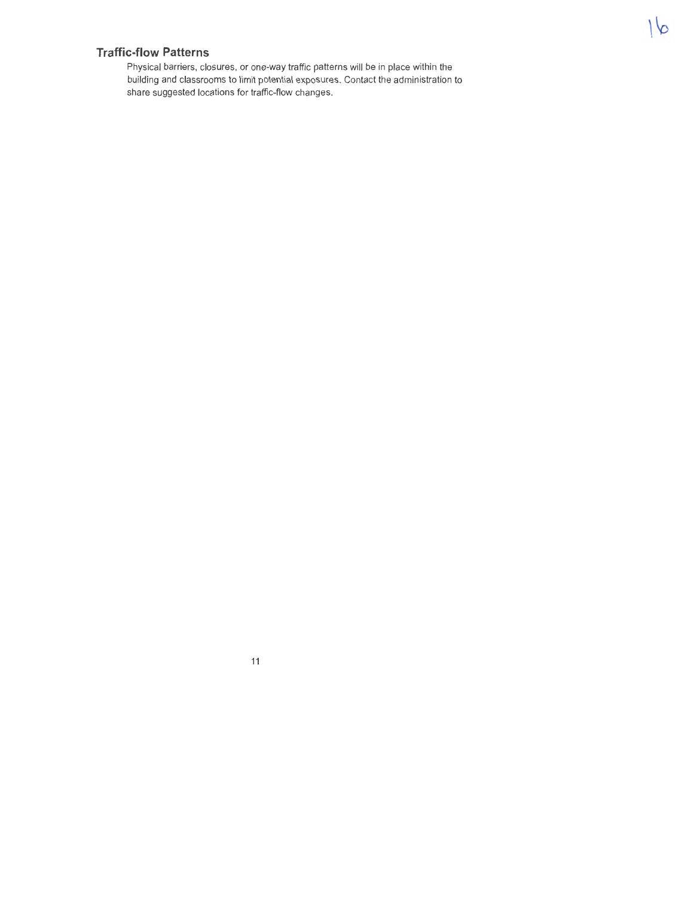### Traffic-flow Patterns

Physical barriers, closures, or one-way traffic patterns will be in place within the building and classrooms to limit potential exposures. Contact the administration to share suggested locations for traffic-flow changes.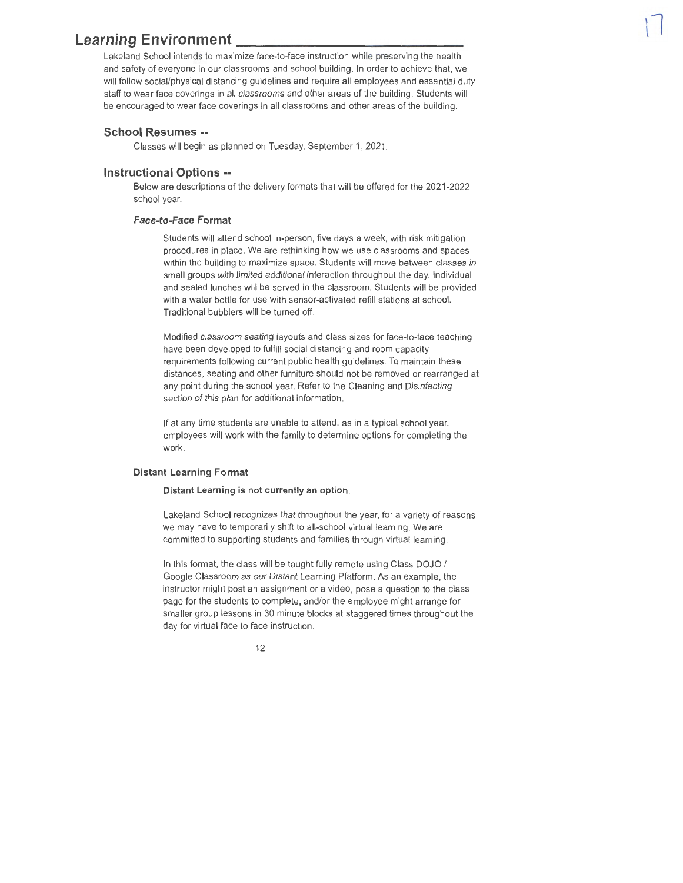# Learning Environment

Lakeland School intends to maximize face-to-face instruction while preserving the health and safety of everyone in our classrooms and school building. In order to achieve that, we will follow social/physical distancing guidelines and require all employees and essential duty staff to wear face coverings in all classrooms and other areas of the building. Students will be encouraged to wear face coverings in all classrooms and other areas of the building.

## School Resumes --

Classes will begin as planned on Tuesday, September 1, 2021.

## Instructional Options --

Below are descriptions of the delivery formats that will be offered for the 2021-2022 school year.

### Face-to-Face Format

Students will attend school in-person, five days a week, with risk mitigation procedures in place. We are rethinking how we use classrooms and spaces within the building to maximize space. Students will move between classes in small groups with limited additional interaction throughout the day. Individual and sealed lunches will be served in the classroom. Students will be provided with a water bottle for use with sensor-activated refill stations at school. Traditional bubblers will be turned off.

Modified classroom seating layouts and class sizes for face-to-face teaching have been developed to fulfill social distancing and room capacity requirements following current public health guidelines. To maintain these distances, seating and other furniture should not be removed or rearranged at any point during the school year. Refer to the Cleaning and Disinfecting section of this plan for additional information.

If at any time students are unable to attend, as in a typical school year, employees will work with the family to determine options for completing the work.

### Distant Learning Format

**Distant Learning is not currently an option.**

Lakeland School recognizes that throughout the year, for a variety of reasons, we may have to temporarily shift to all-school virtual learning. We are committed to supporting students and families through virtual learning.

In this format, the class will be taught fully remote using Class DOJO / Google Classroom as our Distant Learning Platform. As an example, the instructor might post an assignment or a video, pose a question to the class page for the students to complete, and/or the employee might arrange for smaller group lessons in 30 minute blocks at staggered times throughout the day for virtual face to face instruction.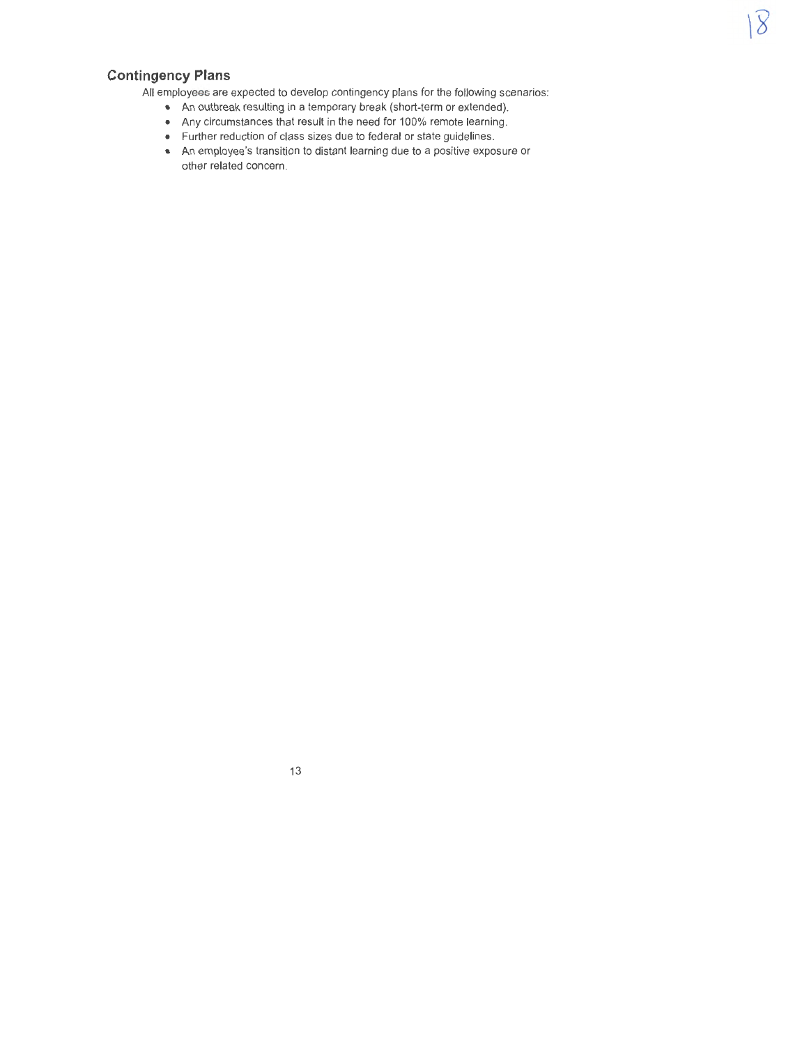## Contingency Plans

All employees are expected to develop contingency plans for the following scenarios:

- An outbreak resulting in a temporary break (short-term or extended).
- Any circumstances that result in the need for 100% remote learning.
- Further reduction of class sizes due to federal or state guidelines.
- An employee's transition to distant learning due to a positive exposure or other related concern.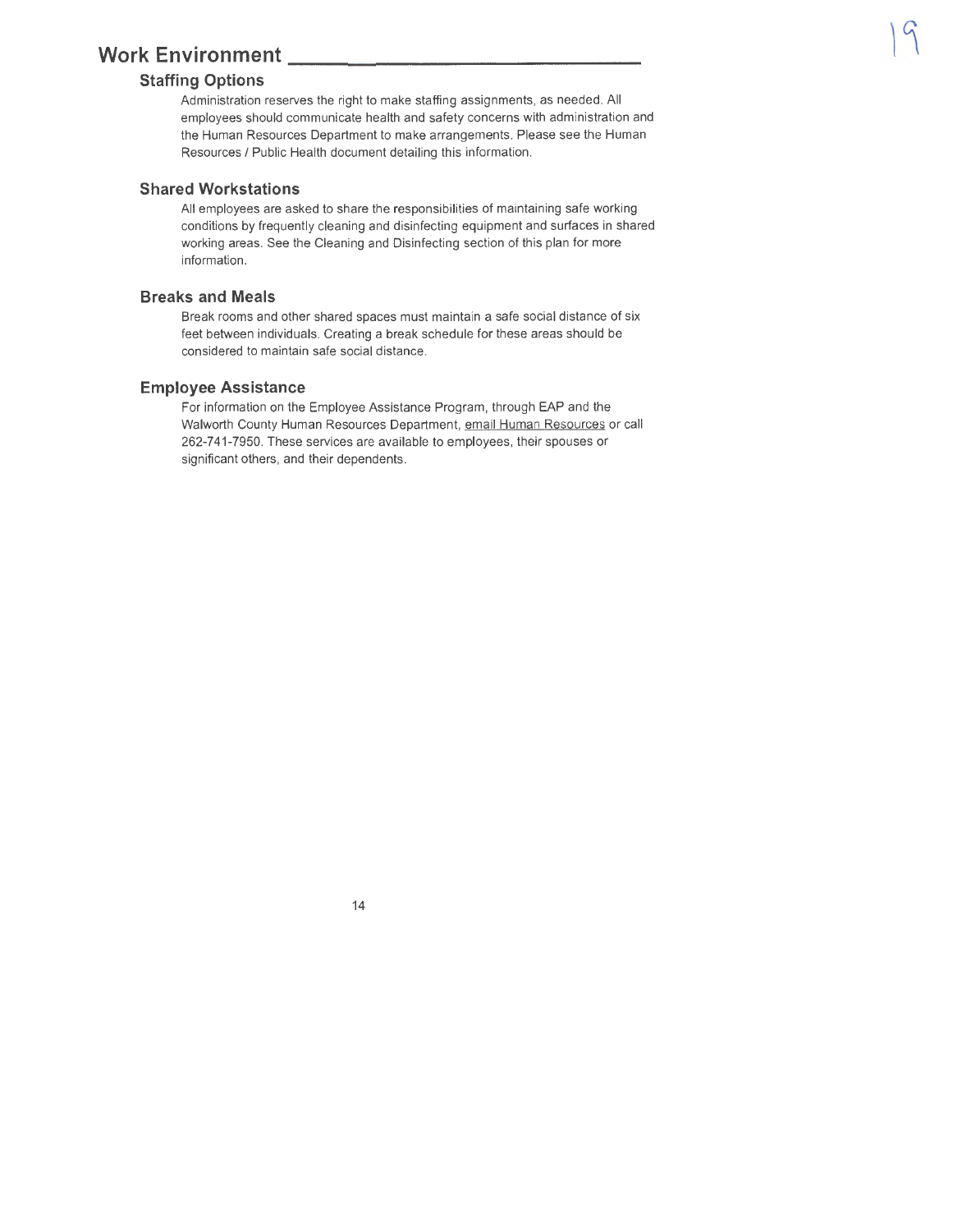# Work Environment

## Staffing Options

Administration reserves the right to make staffing assignments, as needed. All employees should communicate health and safety concerns with administration and the Human Resources Department to make arrangements. Please see the Human Resources / Public Health document detailing this information.

## Shared Workstations

All employees are asked to share the responsibilities of maintaining safe working conditions by frequently cleaning and disinfecting equipment and surfaces in shared working areas. See the Cleaning and Disinfecting section of this plan for more information.

## Breaks and Meals

Break rooms and other shared spaces must maintain a safe social distance of six feet between individuals. Creating a break schedule for these areas should be considered to maintain safe social distance.

## Employee Assistance

For information on the Employee Assistance Program, through EAP and the Walworth County Human Resources Department, email Human Resources or call 262-741-7950. These services are available to employees, their spouses or significant others, and their dependents.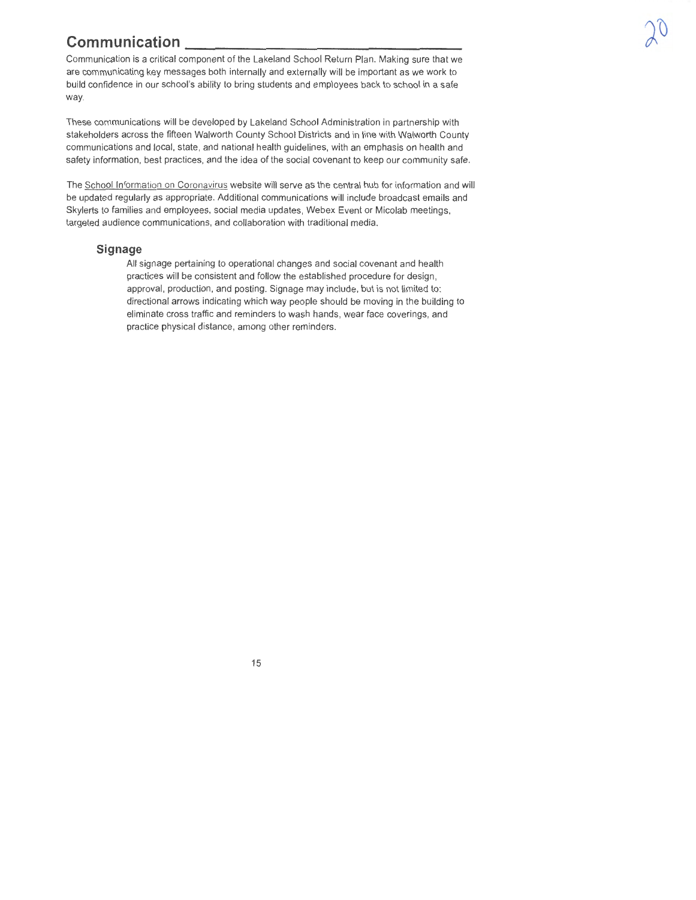## Communication

Communication is a critical component of the Lakeland School Return Plan. Making sure that we are communicating key messages both internally and externally will be important as we work to build confidence in our school's ability to bring students and employees back to school in a safe way.

These communications will be developed by Lakeland School Administration in partnership with stakeholders across the fifteen Walworth County School Districts and in line with Walworth County communications and local, state, and national health guidelines, with an emphasis on health and safety information, best practices, and the idea of the social covenant to keep our community safe.

The School Information on Coronavirus website will serve as the central hub for information and will be updated regularly as appropriate. Additional communications will include broadcast emails and Skylerts to families and employees, social media updates, Webex Event or Micolab meetings, targeted audience communications, and collaboration with traditional media.

### Signage

All signage pertaining to operational changes and social covenant and health practices will be consistent and follow the established procedure for design, approval, production, and posting. Signage may include, but is not limited to: directional arrows indicating which way people should be moving in the building to eliminate cross traffic and reminders to wash hands, wear face coverings, and practice physical distance, among other reminders.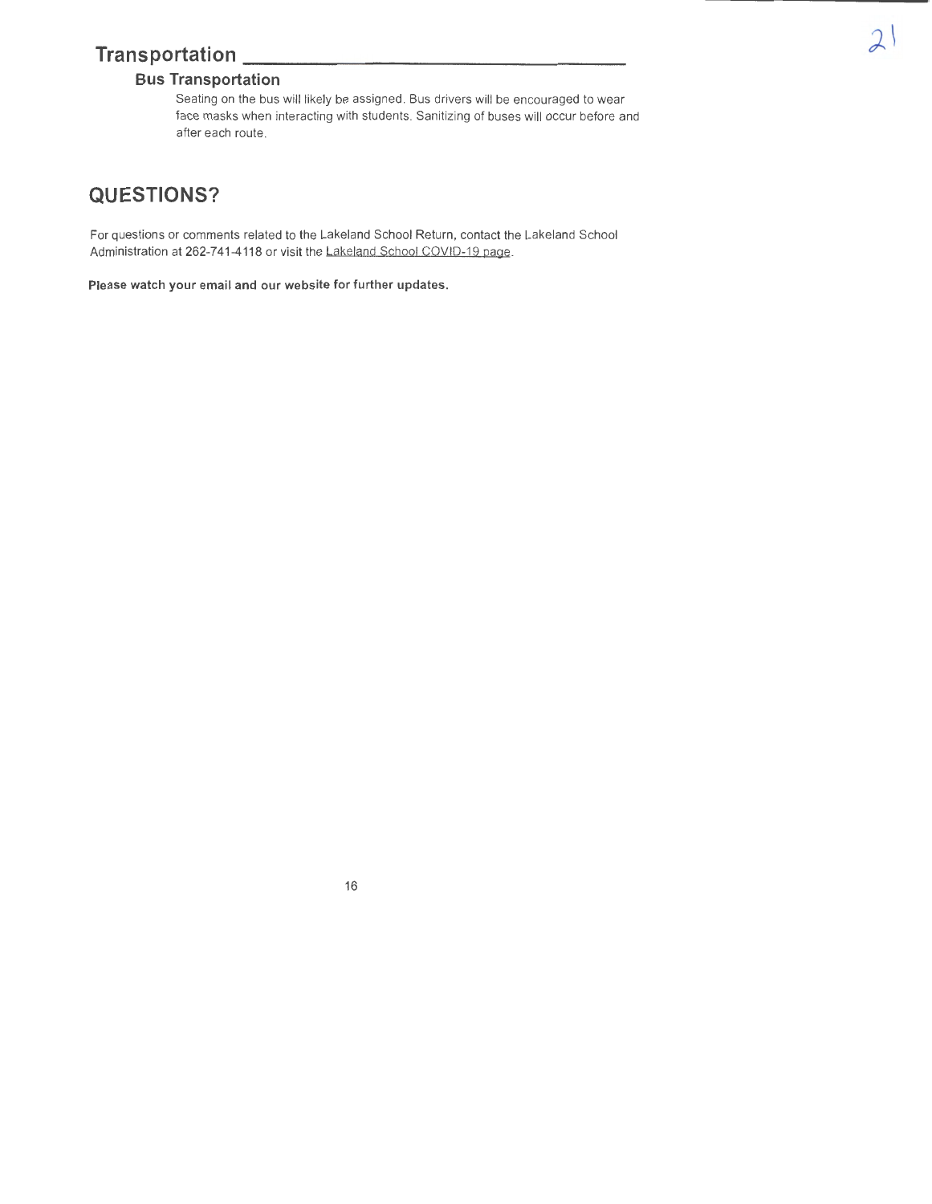## Transportation

### Bus Transportation

Seating on the bus will likely be assigned. Bus drivers will be encouraged to wear face masks when interacting with students. Sanitizing of buses will occur before and after each route.

## QUESTIONS?

For questions or comments related to the Lakeland School Return, contact the Lakeland School Administration at 262-741-4118 or visit the Lakeland School COVID-19 page.

**Please watch your email and our website for further updates.**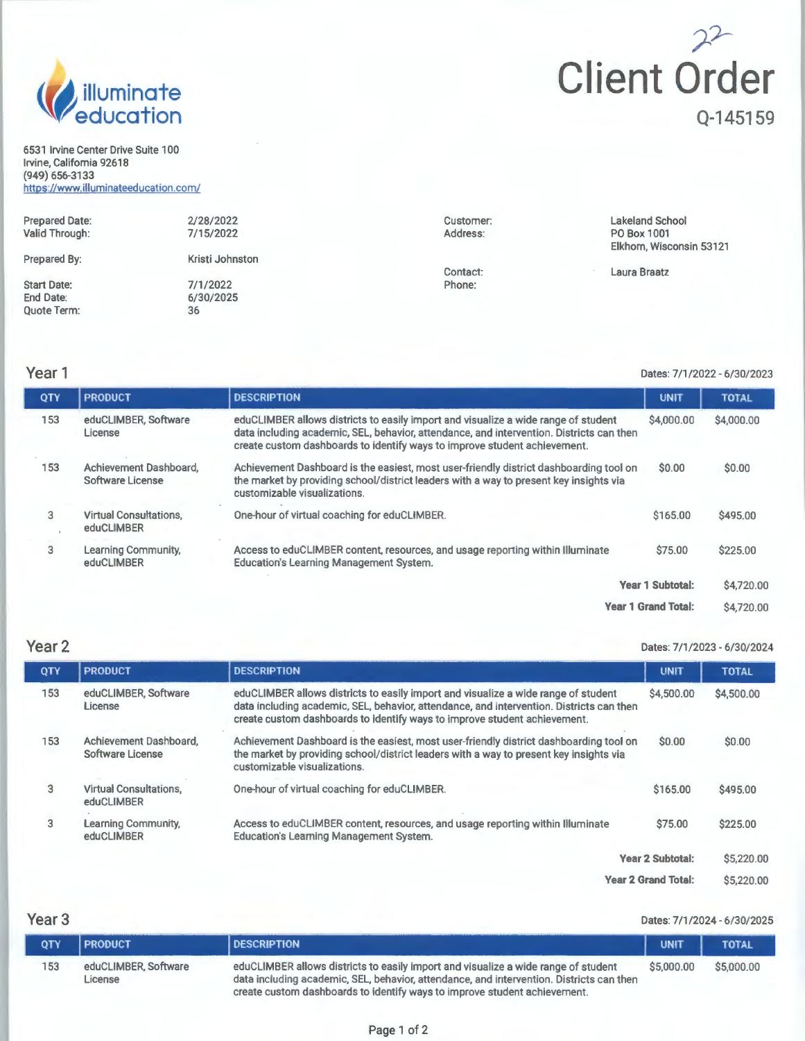22

# Client Order

Q-145159

illuminate education

6531 Irvine Center Drive Suite 100
Irvine, California 92618
(949) 656-3133
https://www.illuminateeducation.com/

| | |
|---|---|
| Prepared Date: | 2/28/2022 |
| Valid Through: | 7/15/2022 |
| Prepared By: | Kristi Johnston |
| Start Date: | 7/1/2022 |
| End Date: | 6/30/2025 |
| Quote Term: | 36 |

| | |
|---|---|
| Customer: | Lakeland School |
| Address: | PO Box 1001<br>Elkhorn, Wisconsin 53121 |
| Contact: | Laura Braatz |
| Phone: | |

## Year 1

Dates: 7/1/2022 - 6/30/2023

| QTY | PRODUCT | DESCRIPTION | UNIT | TOTAL |
|---|---|---|---|---|
| 153 | eduCLIMBER, Software License | eduCLIMBER allows districts to easily import and visualize a wide range of student data including academic, SEL, behavior, attendance, and intervention. Districts can then create custom dashboards to identify ways to improve student achievement. | $4,000.00 | $4,000.00 |
| 153 | Achievement Dashboard, Software License | Achievement Dashboard is the easiest, most user-friendly district dashboarding tool on the market by providing school/district leaders with a way to present key insights via customizable visualizations. | $0.00 | $0.00 |
| 3 | Virtual Consultations, eduCLIMBER | One-hour of virtual coaching for eduCLIMBER. | $165.00 | $495.00 |
| 3 | Learning Community, eduCLIMBER | Access to eduCLIMBER content, resources, and usage reporting within Illuminate Education's Learning Management System. | $75.00 | $225.00 |
| | | | **Year 1 Subtotal:** | $4,720.00 |
| | | | **Year 1 Grand Total:** | $4,720.00 |

## Year 2

Dates: 7/1/2023 - 6/30/2024

| QTY | PRODUCT | DESCRIPTION | UNIT | TOTAL |
|---|---|---|---|---|
| 153 | eduCLIMBER, Software License | eduCLIMBER allows districts to easily import and visualize a wide range of student data including academic, SEL, behavior, attendance, and intervention. Districts can then create custom dashboards to identify ways to improve student achievement. | $4,500.00 | $4,500.00 |
| 153 | Achievement Dashboard, Software License | Achievement Dashboard is the easiest, most user-friendly district dashboarding tool on the market by providing school/district leaders with a way to present key insights via customizable visualizations. | $0.00 | $0.00 |
| 3 | Virtual Consultations, eduCLIMBER | One-hour of virtual coaching for eduCLIMBER. | $165.00 | $495.00 |
| 3 | Learning Community, eduCLIMBER | Access to eduCLIMBER content, resources, and usage reporting within Illuminate Education's Learning Management System. | $75.00 | $225.00 |
| | | | **Year 2 Subtotal:** | $5,220.00 |
| | | | **Year 2 Grand Total:** | $5,220.00 |

## Year 3

Dates: 7/1/2024 - 6/30/2025

| QTY | PRODUCT | DESCRIPTION | UNIT | TOTAL |
|---|---|---|---|---|
| 153 | eduCLIMBER, Software License | eduCLIMBER allows districts to easily import and visualize a wide range of student data including academic, SEL, behavior, attendance, and intervention. Districts can then create custom dashboards to identify ways to improve student achievement. | $5,000.00 | $5,000.00 |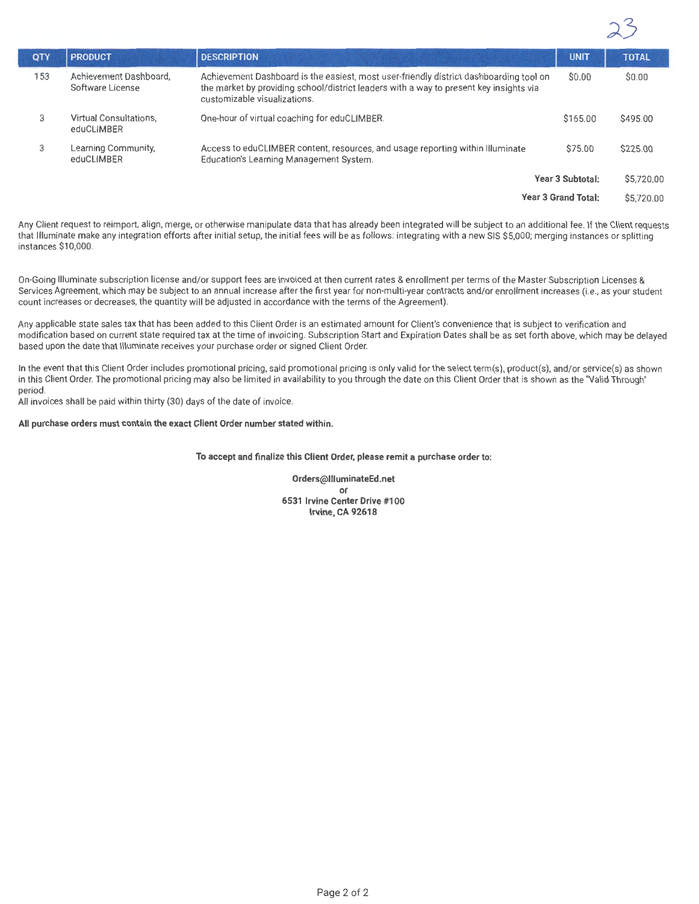| QTY | PRODUCT | DESCRIPTION | UNIT | TOTAL |
|---|---|---|---|---|
| 153 | Achievement Dashboard, Software License | Achievement Dashboard is the easiest, most user-friendly district dashboarding tool on the market by providing school/district leaders with a way to present key insights via customizable visualizations. | $0.00 | $0.00 |
| 3 | Virtual Consultations, eduCLIMBER | One-hour of virtual coaching for eduCLIMBER. | $165.00 | $495.00 |
| 3 | Learning Community, eduCLIMBER | Access to eduCLIMBER content, resources, and usage reporting within Illuminate Education's Learning Management System. | $75.00 | $225.00 |
| | | | **Year 3 Subtotal:** | $5,720.00 |
| | | | **Year 3 Grand Total:** | $5,720.00 |

Any Client request to reimport, align, merge, or otherwise manipulate data that has already been integrated will be subject to an additional fee. If the Client requests that Illuminate make any integration efforts after initial setup, the initial fees will be as follows: integrating with a new SIS $5,000; merging instances or splitting instances $10,000.

On-Going Illuminate subscription license and/or support fees are invoiced at then current rates & enrollment per terms of the Master Subscription Licenses & Services Agreement, which may be subject to an annual increase after the first year for non-multi-year contracts and/or enrollment increases (i.e., as your student count increases or decreases, the quantity will be adjusted in accordance with the terms of the Agreement).

Any applicable state sales tax that has been added to this Client Order is an estimated amount for Client's convenience that is subject to verification and modification based on current state required tax at the time of invoicing. Subscription Start and Expiration Dates shall be as set forth above, which may be delayed based upon the date that Illuminate receives your purchase order or signed Client Order.

In the event that this Client Order includes promotional pricing, said promotional pricing is only valid for the select term(s), product(s), and/or service(s) as shown in this Client Order. The promotional pricing may also be limited in availability to you through the date on this Client Order that is shown as the "Valid Through" period.
All invoices shall be paid within thirty (30) days of the date of invoice.

**All purchase orders must contain the exact Client Order number stated within.**

**To accept and finalize this Client Order, please remit a purchase order to:**

**Orders@IlluminateEd.net**
**or**
**6531 Irvine Center Drive #100**
**Irvine, CA 92618**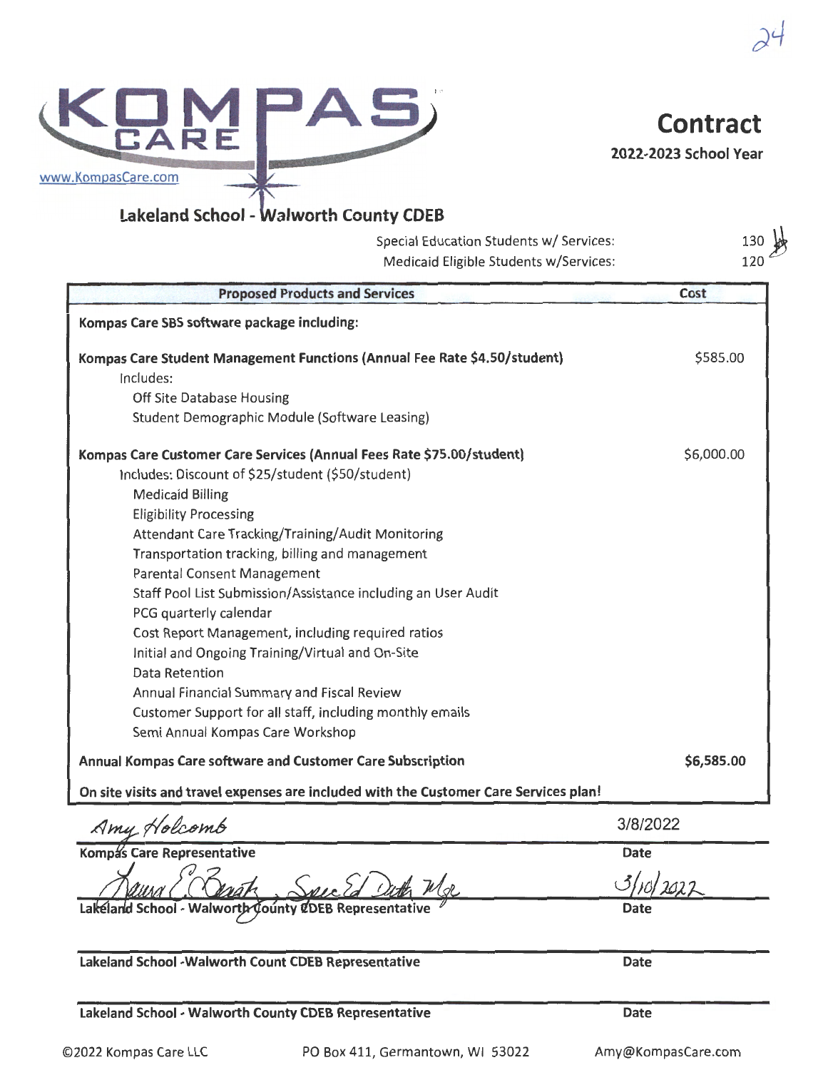24

KOMPAS CARE

www.KompasCare.com

# Contract

**2022-2023 School Year**

## Lakeland School - Walworth County CDEB

Special Education Students w/ Services: 130

Medicaid Eligible Students w/Services: 120

| Proposed Products and Services | Cost |
|---|---|
| **Kompas Care SBS software package including:** | |
| **Kompas Care Student Management Functions (Annual Fee Rate $4.50/student)**<br>Includes:<br>Off Site Database Housing<br>Student Demographic Module (Software Leasing) | $585.00 |
| **Kompas Care Customer Care Services (Annual Fees Rate $75.00/student)**<br>Includes: Discount of $25/student ($50/student)<br>Medicaid Billing<br>Eligibility Processing<br>Attendant Care Tracking/Training/Audit Monitoring<br>Transportation tracking, billing and management<br>Parental Consent Management<br>Staff Pool List Submission/Assistance including an User Audit<br>PCG quarterly calendar<br>Cost Report Management, including required ratios<br>Initial and Ongoing Training/Virtual and On-Site<br>Data Retention<br>Annual Financial Summary and Fiscal Review<br>Customer Support for all staff, including monthly emails<br>Semi Annual Kompas Care Workshop | $6,000.00 |
| **Annual Kompas Care software and Customer Care Subscription** | **$6,585.00** |
| **On site visits and travel expenses are included with the Customer Care Services plan!** | |

Amy Holcomb — 3/8/2022

**Kompas Care Representative** — **Date**

Laura C. Barth, Spec Ed Dept Mgr — 3/10/2022

**Lakeland School - Walworth County CDEB Representative** — **Date**

**Lakeland School -Walworth Count CDEB Representative** — **Date**

**Lakeland School - Walworth County CDEB Representative** — **Date**

©2022 Kompas Care LLC PO Box 411, Germantown, WI 53022 Amy@KompasCare.com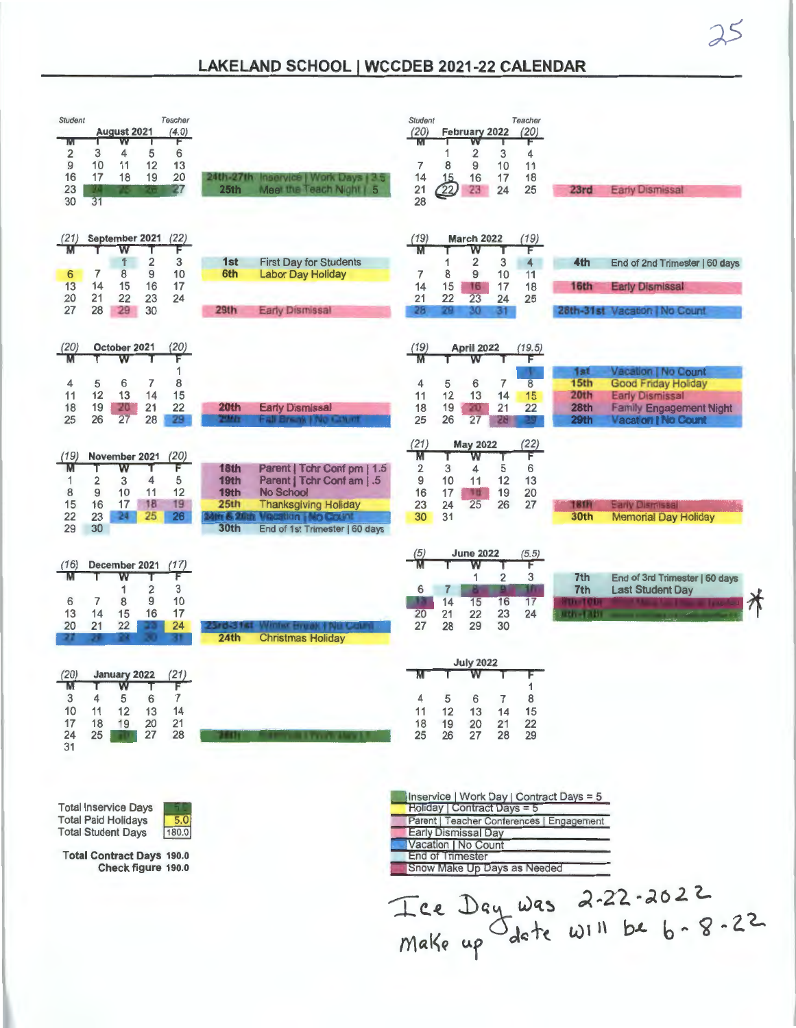# LAKELAND SCHOOL | WCCDEB 2021-22 CALENDAR

Student | Teacher

**August 2021** (4.0)

| M | T | W | T | F |
|---|---|---|---|---|
| 2 | 3 | 4 | 5 | 6 |
| 9 | 10 | 11 | 12 | 13 |
| 16 | 17 | 18 | 19 | 20 |
| 23 | 24 | 25 | 26 | 27 |
| 30 | 31 | | | |

- **24th-27th** Inservice | Work Days | 3.5
- **25th** Meet the Teach Night | .5

**September 2021** (21) (22)

| M | T | W | T | F |
|---|---|---|---|---|
| | | 1 | 2 | 3 |
| 6 | 7 | 8 | 9 | 10 |
| 13 | 14 | 15 | 16 | 17 |
| 20 | 21 | 22 | 23 | 24 |
| 27 | 28 | 29 | 30 | |

- **1st** First Day for Students
- **6th** Labor Day Holiday
- **29th** Early Dismissal

**October 2021** (20) (20)

| M | T | W | T | F |
|---|---|---|---|---|
| | | | | 1 |
| 4 | 5 | 6 | 7 | 8 |
| 11 | 12 | 13 | 14 | 15 |
| 18 | 19 | 20 | 21 | 22 |
| 25 | 26 | 27 | 28 | 29 |

- **20th** Early Dismissal
- **29th** Fall Break | No Count

**November 2021** (19) (20)

| M | T | W | T | F |
|---|---|---|---|---|
| 1 | 2 | 3 | 4 | 5 |
| 8 | 9 | 10 | 11 | 12 |
| 15 | 16 | 17 | 18 | 19 |
| 22 | 23 | 24 | 25 | 26 |
| 29 | 30 | | | |

- **18th** Parent | Tchr Conf pm | 1.5
- **19th** Parent | Tchr Conf am | .5
- **19th** No School
- **25th** Thanksgiving Holiday
- **24th & 26th** Vacation | No Count
- **30th** End of 1st Trimester | 60 days

**December 2021** (16) (17)

| M | T | W | T | F |
|---|---|---|---|---|
| | | 1 | 2 | 3 |
| 6 | 7 | 8 | 9 | 10 |
| 13 | 14 | 15 | 16 | 17 |
| 20 | 21 | 22 | 23 | 24 |
| 27 | 28 | 29 | 30 | 31 |

- **23rd-31st** Winter Break | No Count
- **24th** Christmas Holiday

**January 2022** (20) (21)

| M | T | W | T | F |
|---|---|---|---|---|
| 3 | 4 | 5 | 6 | 7 |
| 10 | 11 | 12 | 13 | 14 |
| 17 | 18 | 19 | 20 | 21 |
| 24 | 25 | 26 | 27 | 28 |
| 31 | | | | |

- **26th** Inservice | Work Day | 1

**February 2022** (20) (20)

| M | T | W | T | F |
|---|---|---|---|---|
| | 1 | 2 | 3 | 4 |
| 7 | 8 | 9 | 10 | 11 |
| 14 | 15 | 16 | 17 | 18 |
| 21 | 22 | 23 | 24 | 25 |
| 28 | | | | |

- **23rd** Early Dismissal

**March 2022** (19) (19)

| M | T | W | T | F |
|---|---|---|---|---|
| | 1 | 2 | 3 | 4 |
| 7 | 8 | 9 | 10 | 11 |
| 14 | 15 | 16 | 17 | 18 |
| 21 | 22 | 23 | 24 | 25 |
| 28 | 29 | 30 | 31 | |

- **4th** End of 2nd Trimester | 60 days
- **16th** Early Dismissal
- **28th-31st** Vacation | No Count

**April 2022** (19) (19.5)

| M | T | W | T | F |
|---|---|---|---|---|
| | | | | 1 |
| 4 | 5 | 6 | 7 | 8 |
| 11 | 12 | 13 | 14 | 15 |
| 18 | 19 | 20 | 21 | 22 |
| 25 | 26 | 27 | 28 | 29 |

- **1st** Vacation | No Count
- **15th** Good Friday Holiday
- **20th** Early Dismissal
- **28th** Family Engagement Night
- **29th** Vacation | No Count

**May 2022** (21) (22)

| M | T | W | T | F |
|---|---|---|---|---|
| 2 | 3 | 4 | 5 | 6 |
| 9 | 10 | 11 | 12 | 13 |
| 16 | 17 | 18 | 19 | 20 |
| 23 | 24 | 25 | 26 | 27 |
| 30 | 31 | | | |

- **18th** Early Dismissal
- **30th** Memorial Day Holiday

**June 2022** (5) (5.5)

| M | T | W | T | F |
|---|---|---|---|---|
| | | 1 | 2 | 3 |
| 6 | 7 | 8 | 9 | 10 |
| 13 | 14 | 15 | 16 | 17 |
| 20 | 21 | 22 | 23 | 24 |
| 27 | 28 | 29 | 30 | |

- **7th** End of 3rd Trimester | 60 days
- **7th** Last Student Day
- **8th-10th** Snow Make Up Days as Needed *
- **8th-13th** Snow make up days as needed

**July 2022**

| M | T | W | T | F |
|---|---|---|---|---|
| | | | | 1 |
| 4 | 5 | 6 | 7 | 8 |
| 11 | 12 | 13 | 14 | 15 |
| 18 | 19 | 20 | 21 | 22 |
| 25 | 26 | 27 | 28 | 29 |

| | |
|---|---|
| Total Inservice Days | 5.0 |
| Total Paid Holidays | 5.0 |
| Total Student Days | 180.0 |

**Total Contract Days 190.0**
**Check figure 190.0**

- Inservice | Work Day | Contract Days = 5
- Holiday | Contract Days = 5
- Parent | Teacher Conferences | Engagement
- Early Dismissal Day
- Vacation | No Count
- End of Trimester
- Snow Make Up Days as Needed

Ice Day was 2-22-2022
Make up date will be 6-8-22